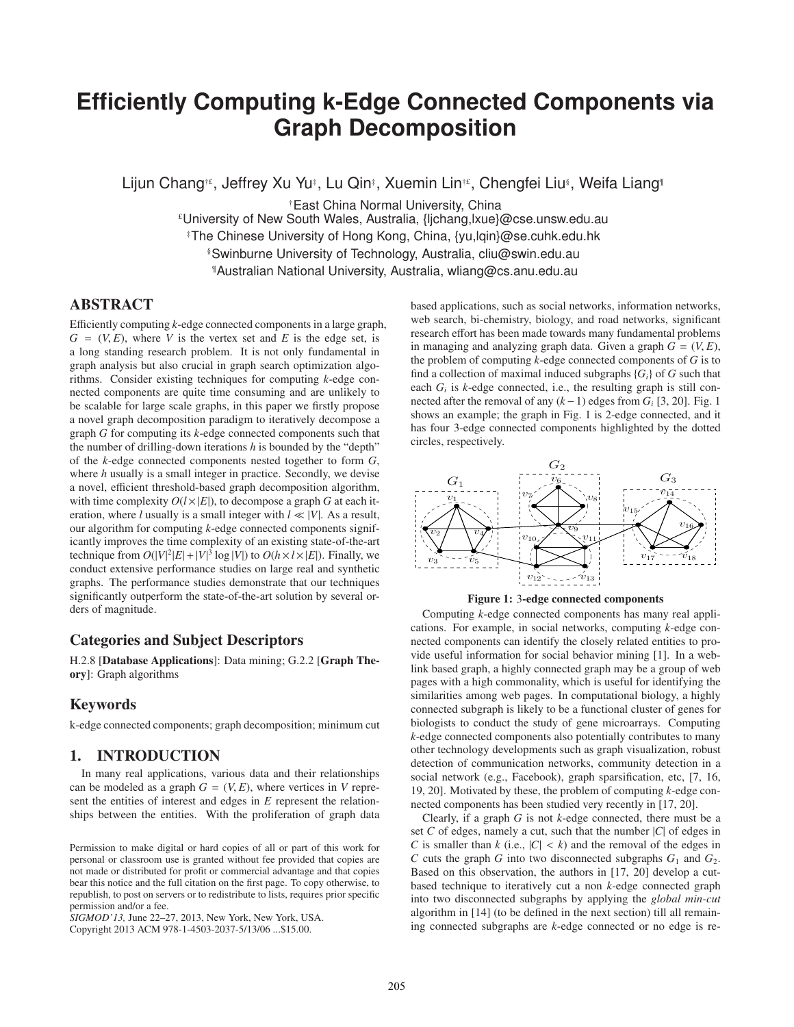# Efficiently Computing k-Edge Connected Components via Graph Decomposition

Lijun Chang[†£], Jeffrey Xu Yu[‡], Lu Qin[‡], Xuemin Lin[†£], Chengfei Liu[§], Weifa Liang[¶]

[†]East China Normal University, China
[£]University of New South Wales, Australia, {ljchang,lxue}@cse.unsw.edu.au
[‡]The Chinese University of Hong Kong, China, {yu,lqin}@se.cuhk.edu.hk
[§]Swinburne University of Technology, Australia, cliu@swin.edu.au
[¶]Australian National University, Australia, wliang@cs.anu.edu.au

## ABSTRACT

Efficiently computing *k*-edge connected components in a large graph, $G = (V, E)$, where $V$ is the vertex set and $E$ is the edge set, is a long standing research problem. It is not only fundamental in graph analysis but also crucial in graph search optimization algorithms. Consider existing techniques for computing *k*-edge connected components are quite time consuming and are unlikely to be scalable for large scale graphs, in this paper we firstly propose a novel graph decomposition paradigm to iteratively decompose a graph $G$ for computing its *k*-edge connected components such that the number of drilling-down iterations $h$ is bounded by the "depth" of the *k*-edge connected components nested together to form $G$, where $h$ usually is a small integer in practice. Secondly, we devise a novel, efficient threshold-based graph decomposition algorithm, with time complexity $O(l \times |E|)$, to decompose a graph $G$ at each iteration, where $l$ usually is a small integer with $l \ll |V|$. As a result, our algorithm for computing *k*-edge connected components significantly improves the time complexity of an existing state-of-the-art technique from $O(|V|^2|E| + |V|^3 \log |V|)$ to $O(h \times l \times |E|)$. Finally, we conduct extensive performance studies on large real and synthetic graphs. The performance studies demonstrate that our techniques significantly outperform the state-of-the-art solution by several orders of magnitude.

## Categories and Subject Descriptors

H.2.8 [**Database Applications**]: Data mining; G.2.2 [**Graph Theory**]: Graph algorithms

## Keywords

k-edge connected components; graph decomposition; minimum cut

## 1. INTRODUCTION

In many real applications, various data and their relationships can be modeled as a graph $G = (V, E)$, where vertices in $V$ represent the entities of interest and edges in $E$ represent the relationships between the entities. With the proliferation of graph data based applications, such as social networks, information networks, web search, bi-chemistry, biology, and road networks, significant research effort has been made towards many fundamental problems in managing and analyzing graph data. Given a graph $G = (V, E)$, the problem of computing *k*-edge connected components of $G$ is to find a collection of maximal induced subgraphs $\{G_i\}$ of $G$ such that each $G_i$ is *k*-edge connected, i.e., the resulting graph is still connected after the removal of any $(k-1)$ edges from $G_i$ [3, 20]. Fig. 1 shows an example; the graph in Fig. 1 is 2-edge connected, and it has four 3-edge connected components highlighted by the dotted circles, respectively.

**Figure 1: 3-edge connected components**

Computing *k*-edge connected components has many real applications. For example, in social networks, computing *k*-edge connected components can identify the closely related entities to provide useful information for social behavior mining [1]. In a web-link based graph, a highly connected graph may be a group of web pages with a high commonality, which is useful for identifying the similarities among web pages. In computational biology, a highly connected subgraph is likely to be a functional cluster of genes for biologists to conduct the study of gene microarrays. Computing *k*-edge connected components also potentially contributes to many other technology developments such as graph visualization, robust detection of communication networks, community detection in a social network (e.g., Facebook), graph sparsification, etc, [7, 16, 19, 20]. Motivated by these, the problem of computing *k*-edge connected components has been studied very recently in [17, 20].

Clearly, if a graph $G$ is not *k*-edge connected, there must be a set $C$ of edges, namely a cut, such that the number $|C|$ of edges in $C$ is smaller than $k$ (i.e., $|C| < k$) and the removal of the edges in $C$ cuts the graph $G$ into two disconnected subgraphs $G_1$ and $G_2$. Based on this observation, the authors in [17, 20] develop a cut-based technique to iteratively cut a non *k*-edge connected graph into two disconnected subgraphs by applying the *global min-cut* algorithm in [14] (to be defined in the next section) till all remaining connected subgraphs are *k*-edge connected or no edge is re-

Permission to make digital or hard copies of all or part of this work for personal or classroom use is granted without fee provided that copies are not made or distributed for profit or commercial advantage and that copies bear this notice and the full citation on the first page. To copy otherwise, to republish, to post on servers or to redistribute to lists, requires prior specific permission and/or a fee.
*SIGMOD'13,* June 22–27, 2013, New York, New York, USA.
Copyright 2013 ACM 978-1-4503-2037-5/13/06 ...$15.00.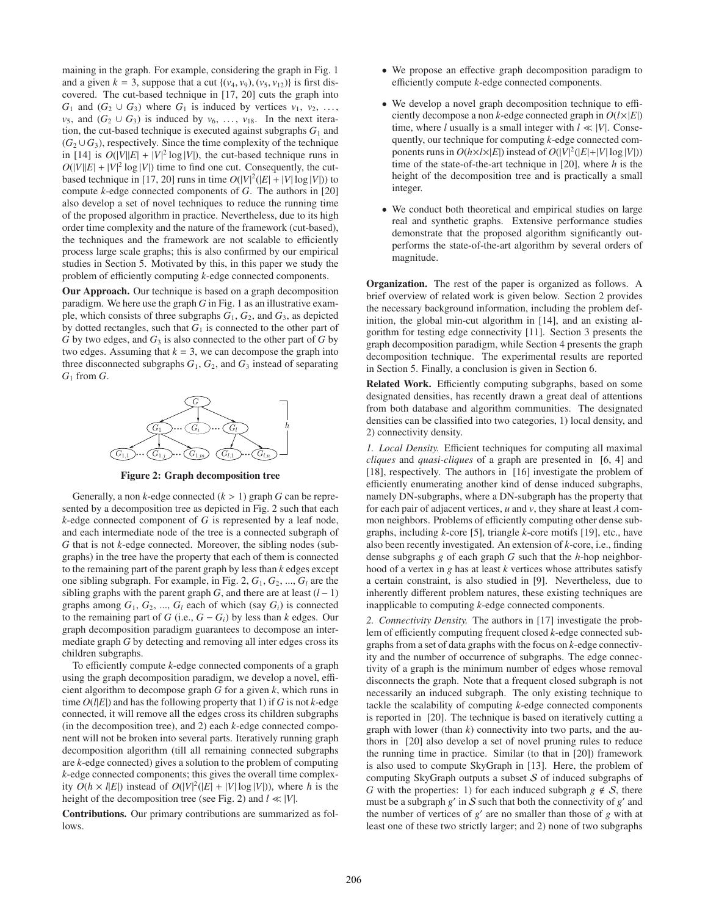maining in the graph. For example, considering the graph in Fig. 1 and a given $k = 3$, suppose that a cut $\{(v_4, v_9), (v_5, v_{12})\}$ is first discovered. The cut-based technique in [17, 20] cuts the graph into $G_1$ and $(G_2 \cup G_3)$ where $G_1$ is induced by vertices $v_1$, $v_2$, $\ldots$, $v_5$, and $(G_2 \cup G_3)$ is induced by $v_6$, $\ldots$, $v_{18}$. In the next iteration, the cut-based technique is executed against subgraphs $G_1$ and $(G_2 \cup G_3)$, respectively. Since the time complexity of the technique in [14] is $O(|V||E| + |V|^2 \log |V|)$, the cut-based technique runs in $O(|V||E| + |V|^2 \log |V|)$ time to find one cut. Consequently, the cut-based technique in [17, 20] runs in time $O(|V|^2(|E| + |V| \log |V|))$ to compute $k$-edge connected components of $G$. The authors in [20] also develop a set of novel techniques to reduce the running time of the proposed algorithm in practice. Nevertheless, due to its high order time complexity and the nature of the framework (cut-based), the techniques and the framework are not scalable to efficiently process large scale graphs; this is also confirmed by our empirical studies in Section 5. Motivated by this, in this paper we study the problem of efficiently computing $k$-edge connected components.

**Our Approach.** Our technique is based on a graph decomposition paradigm. We here use the graph $G$ in Fig. 1 as an illustrative example, which consists of three subgraphs $G_1$, $G_2$, and $G_3$, as depicted by dotted rectangles, such that $G_1$ is connected to the other part of $G$ by two edges, and $G_3$ is also connected to the other part of $G$ by two edges. Assuming that $k = 3$, we can decompose the graph into three disconnected subgraphs $G_1$, $G_2$, and $G_3$ instead of separating $G_1$ from $G$.

**Figure 2: Graph decomposition tree**

Generally, a non $k$-edge connected ($k > 1$) graph $G$ can be represented by a decomposition tree as depicted in Fig. 2 such that each $k$-edge connected component of $G$ is represented by a leaf node, and each intermediate node of the tree is a connected subgraph of $G$ that is not $k$-edge connected. Moreover, the sibling nodes (subgraphs) in the tree have the property that each of them is connected to the remaining part of the parent graph by less than $k$ edges except one sibling subgraph. For example, in Fig. 2, $G_1$, $G_2$, ..., $G_l$ are the sibling graphs with the parent graph $G$, and there are at least $(l - 1)$ graphs among $G_1$, $G_2$, ..., $G_l$ each of which (say $G_i$) is connected to the remaining part of $G$ (i.e., $G - G_i$) by less than $k$ edges. Our graph decomposition paradigm guarantees to decompose an intermediate graph $G$ by detecting and removing all inter edges cross its children subgraphs.

To efficiently compute $k$-edge connected components of a graph using the graph decomposition paradigm, we develop a novel, efficient algorithm to decompose graph $G$ for a given $k$, which runs in time $O(l|E|)$ and has the following property that 1) if $G$ is not $k$-edge connected, it will remove all the edges cross its children subgraphs (in the decomposition tree), and 2) each $k$-edge connected component will not be broken into several parts. Iteratively running graph decomposition algorithm (till all remaining connected subgraphs are $k$-edge connected) gives a solution to the problem of computing $k$-edge connected components; this gives the overall time complexity $O(h \times l|E|)$ instead of $O(|V|^2(|E| + |V| \log |V|))$, where $h$ is the height of the decomposition tree (see Fig. 2) and $l \ll |V|$.

**Contributions.** Our primary contributions are summarized as follows.

- We propose an effective graph decomposition paradigm to efficiently compute $k$-edge connected components.
- We develop a novel graph decomposition technique to efficiently decompose a non $k$-edge connected graph in $O(l \times |E|)$ time, where $l$ usually is a small integer with $l \ll |V|$. Consequently, our technique for computing $k$-edge connected components runs in $O(h \times l \times |E|)$ instead of $O(|V|^2(|E| + |V| \log |V|))$ time of the state-of-the-art technique in [20], where $h$ is the height of the decomposition tree and is practically a small integer.
- We conduct both theoretical and empirical studies on large real and synthetic graphs. Extensive performance studies demonstrate that the proposed algorithm significantly outperforms the state-of-the-art algorithm by several orders of magnitude.

**Organization.** The rest of the paper is organized as follows. A brief overview of related work is given below. Section 2 provides the necessary background information, including the problem definition, the global min-cut algorithm in [14], and an existing algorithm for testing edge connectivity [11]. Section 3 presents the graph decomposition paradigm, while Section 4 presents the graph decomposition technique. The experimental results are reported in Section 5. Finally, a conclusion is given in Section 6.

**Related Work.** Efficiently computing subgraphs, based on some designated densities, has recently drawn a great deal of attentions from both database and algorithm communities. The designated densities can be classified into two categories, 1) local density, and 2) connectivity density.

*1. Local Density.* Efficient techniques for computing all maximal *cliques* and *quasi-cliques* of a graph are presented in [6, 4] and [18], respectively. The authors in [16] investigate the problem of efficiently enumerating another kind of dense induced subgraphs, namely DN-subgraphs, where a DN-subgraph has the property that for each pair of adjacent vertices, $u$ and $v$, they share at least $\lambda$ common neighbors. Problems of efficiently computing other dense subgraphs, including $k$-core [5], triangle $k$-core motifs [19], etc., have also been recently investigated. An extension of $k$-core, i.e., finding dense subgraphs $g$ of each graph $G$ such that the $h$-hop neighborhood of a vertex in $g$ has at least $k$ vertices whose attributes satisfy a certain constraint, is also studied in [9]. Nevertheless, due to inherently different problem natures, these existing techniques are inapplicable to computing $k$-edge connected components.

*2. Connectivity Density.* The authors in [17] investigate the problem of efficiently computing frequent closed $k$-edge connected subgraphs from a set of data graphs with the focus on $k$-edge connectivity and the number of occurrence of subgraphs. The edge connectivity of a graph is the minimum number of edges whose removal disconnects the graph. Note that a frequent closed subgraph is not necessarily an induced subgraph. The only existing technique to tackle the scalability of computing $k$-edge connected components is reported in [20]. The technique is based on iteratively cutting a graph with lower (than $k$) connectivity into two parts, and the authors in [20] also develop a set of novel pruning rules to reduce the running time in practice. Similar (to that in [20]) framework is also used to compute SkyGraph in [13]. Here, the problem of computing SkyGraph outputs a subset $\mathcal{S}$ of induced subgraphs of $G$ with the properties: 1) for each induced subgraph $g \notin \mathcal{S}$, there must be a subgraph $g'$ in $\mathcal{S}$ such that both the connectivity of $g'$ and the number of vertices of $g'$ are no smaller than those of $g$ with at least one of these two strictly larger; and 2) none of two subgraphs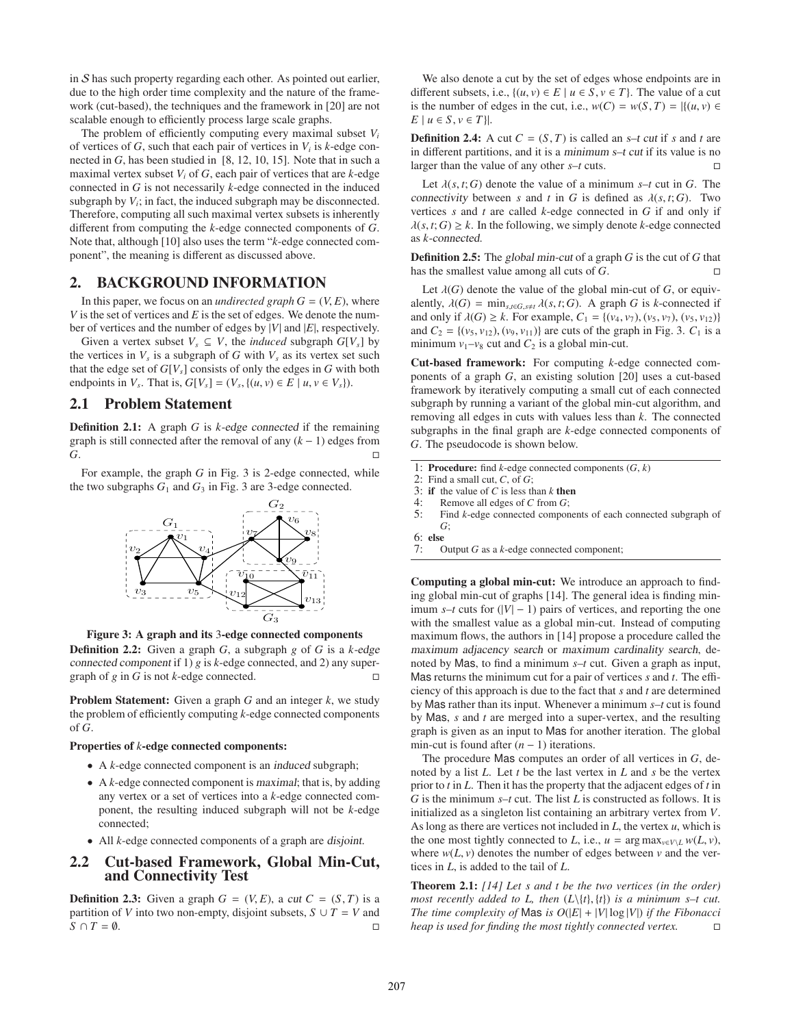in $\mathcal{S}$ has such property regarding each other. As pointed out earlier, due to the high order time complexity and the nature of the framework (cut-based), the techniques and the framework in [20] are not scalable enough to efficiently process large scale graphs.

The problem of efficiently computing every maximal subset $V_i$ of vertices of $G$, such that each pair of vertices in $V_i$ is $k$-edge connected in $G$, has been studied in [8, 12, 10, 15]. Note that in such a maximal vertex subset $V_i$ of $G$, each pair of vertices that are $k$-edge connected in $G$ is not necessarily $k$-edge connected in the induced subgraph by $V_i$; in fact, the induced subgraph may be disconnected. Therefore, computing all such maximal vertex subsets is inherently different from computing the $k$-edge connected components of $G$. Note that, although [10] also uses the term "$k$-edge connected component", the meaning is different as discussed above.

## 2. BACKGROUND INFORMATION

In this paper, we focus on an *undirected graph* $G = (V, E)$, where $V$ is the set of vertices and $E$ is the set of edges. We denote the number of vertices and the number of edges by $|V|$ and $|E|$, respectively.

Given a vertex subset $V_s \subseteq V$, the *induced* subgraph $G[V_s]$ by the vertices in $V_s$ is a subgraph of $G$ with $V_s$ as its vertex set such that the edge set of $G[V_s]$ consists of only the edges in $G$ with both endpoints in $V_s$. That is, $G[V_s] = (V_s, \{(u, v) \in E \mid u, v \in V_s\})$.

### 2.1 Problem Statement

**Definition 2.1:** A graph $G$ is *k-edge connected* if the remaining graph is still connected after the removal of any $(k-1)$ edges from $G$. □

For example, the graph $G$ in Fig. 3 is 2-edge connected, while the two subgraphs $G_1$ and $G_3$ in Fig. 3 are 3-edge connected.

**Figure 3: A graph and its 3-edge connected components**

**Definition 2.2:** Given a graph $G$, a subgraph $g$ of $G$ is a *k-edge connected component* if 1) $g$ is $k$-edge connected, and 2) any supergraph of $g$ in $G$ is not $k$-edge connected. □

**Problem Statement:** Given a graph $G$ and an integer $k$, we study the problem of efficiently computing $k$-edge connected components of $G$.

**Properties of $k$-edge connected components:**

- A $k$-edge connected component is an *induced* subgraph;
- A $k$-edge connected component is *maximal*; that is, by adding any vertex or a set of vertices into a $k$-edge connected component, the resulting induced subgraph will not be $k$-edge connected;
- All $k$-edge connected components of a graph are *disjoint*.

### 2.2 Cut-based Framework, Global Min-Cut, and Connectivity Test

**Definition 2.3:** Given a graph $G = (V, E)$, a *cut* $C = (S, T)$ is a partition of $V$ into two non-empty, disjoint subsets, $S \cup T = V$ and $S \cap T = \emptyset$. □

We also denote a cut by the set of edges whose endpoints are in different subsets, i.e., $\{(u, v) \in E \mid u \in S, v \in T\}$. The value of a cut is the number of edges in the cut, i.e., $w(C) = w(S, T) = |\{(u, v) \in E \mid u \in S, v \in T\}|$.

**Definition 2.4:** A cut $C = (S, T)$ is called an *s–t cut* if $s$ and $t$ are in different partitions, and it is a *minimum s–t cut* if its value is no larger than the value of any other $s$–$t$ cuts. □

Let $\lambda(s, t; G)$ denote the value of a minimum $s$–$t$ cut in $G$. The *connectivity* between $s$ and $t$ in $G$ is defined as $\lambda(s, t; G)$. Two vertices $s$ and $t$ are called $k$-edge connected in $G$ if and only if $\lambda(s, t; G) \geq k$. In the following, we simply denote $k$-edge connected as *k-connected*.

**Definition 2.5:** The *global min-cut* of a graph $G$ is the cut of $G$ that has the smallest value among all cuts of $G$. □

Let $\lambda(G)$ denote the value of the global min-cut of $G$, or equivalently, $\lambda(G) = \min_{s,t \in G, s \neq t} \lambda(s, t; G)$. A graph $G$ is $k$-connected if and only if $\lambda(G) \geq k$. For example, $C_1 = \{(v_4, v_7), (v_5, v_7), (v_5, v_{12})\}$ and $C_2 = \{(v_5, v_{12}), (v_9, v_{11})\}$ are cuts of the graph in Fig. 3. $C_1$ is a minimum $v_1$–$v_8$ cut and $C_2$ is a global min-cut.

**Cut-based framework:** For computing $k$-edge connected components of a graph $G$, an existing solution [20] uses a cut-based framework by iteratively computing a small cut of each connected subgraph by running a variant of the global min-cut algorithm, and removing all edges in cuts with values less than $k$. The connected subgraphs in the final graph are $k$-edge connected components of $G$. The pseudocode is shown below.

```
1: Procedure: find k-edge connected components (G, k)
2: Find a small cut, C, of G;
3: if the value of C is less than k then
4:     Remove all edges of C from G;
5:     Find k-edge connected components of each connected subgraph of
       G;
6: else
7:     Output G as a k-edge connected component;
```

**Computing a global min-cut:** We introduce an approach to finding global min-cut of graphs [14]. The general idea is finding minimum $s$–$t$ cuts for $(|V| - 1)$ pairs of vertices, and reporting the one with the smallest value as a global min-cut. Instead of computing maximum flows, the authors in [14] propose a procedure called the *maximum adjacency search* or *maximum cardinality search*, denoted by Mas, to find a minimum $s$–$t$ cut. Given a graph as input, Mas returns the minimum cut for a pair of vertices $s$ and $t$. The efficiency of this approach is due to the fact that $s$ and $t$ are determined by Mas rather than its input. Whenever a minimum $s$–$t$ cut is found by Mas, $s$ and $t$ are merged into a super-vertex, and the resulting graph is given as an input to Mas for another iteration. The global min-cut is found after $(n - 1)$ iterations.

The procedure Mas computes an order of all vertices in $G$, denoted by a list $L$. Let $t$ be the last vertex in $L$ and $s$ be the vertex prior to $t$ in $L$. Then it has the property that the adjacent edges of $t$ in $G$ is the minimum $s$–$t$ cut. The list $L$ is constructed as follows. It is initialized as a singleton list containing an arbitrary vertex from $V$. As long as there are vertices not included in $L$, the vertex $u$, which is the one most tightly connected to $L$, i.e., $u = \arg\max_{v \in V \setminus L} w(L, v)$, where $w(L, v)$ denotes the number of edges between $v$ and the vertices in $L$, is added to the tail of $L$.

**Theorem 2.1:** *[14] Let $s$ and $t$ be the two vertices (in the order) most recently added to $L$, then $(L \setminus \{t\}, \{t\})$ is a minimum $s$–$t$ cut. The time complexity of* Mas *is $O(|E| + |V| \log |V|)$ if the Fibonacci heap is used for finding the most tightly connected vertex.* □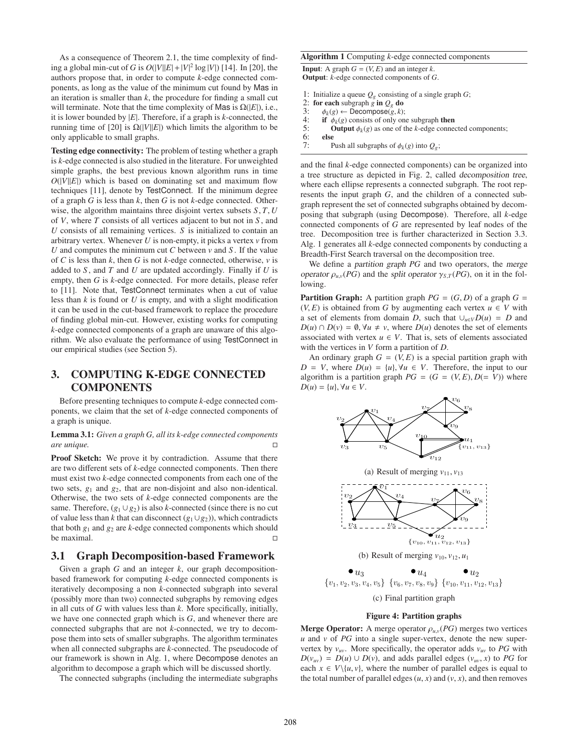As a consequence of Theorem 2.1, the time complexity of finding a global min-cut of $G$ is $O(|V||E| + |V|^2 \log |V|)$ [14]. In [20], the authors propose that, in order to compute $k$-edge connected components, as long as the value of the minimum cut found by Mas in an iteration is smaller than $k$, the procedure for finding a small cut will terminate. Note that the time complexity of Mas is $\Omega(|E|)$, i.e., it is lower bounded by $|E|$. Therefore, if a graph is $k$-connected, the running time of [20] is $\Omega(|V||E|)$ which limits the algorithm to be only applicable to small graphs.

**Testing edge connectivity:** The problem of testing whether a graph is $k$-edge connected is also studied in the literature. For unweighted simple graphs, the best previous known algorithm runs in time $O(|V||E|)$ which is based on dominating set and maximum flow techniques [11], denote by TestConnect. If the minimum degree of a graph $G$ is less than $k$, then $G$ is not $k$-edge connected. Otherwise, the algorithm maintains three disjoint vertex subsets $S, T, U$ of $V$, where $T$ consists of all vertices adjacent to but not in $S$, and $U$ consists of all remaining vertices. $S$ is initialized to contain an arbitrary vertex. Whenever $U$ is non-empty, it picks a vertex $v$ from $U$ and computes the minimum cut $C$ between $v$ and $S$. If the value of $C$ is less than $k$, then $G$ is not $k$-edge connected, otherwise, $v$ is added to $S$, and $T$ and $U$ are updated accordingly. Finally if $U$ is empty, then $G$ is $k$-edge connected. For more details, please refer to [11]. Note that, TestConnect terminates when a cut of value less than $k$ is found or $U$ is empty, and with a slight modification it can be used in the cut-based framework to replace the procedure of finding global min-cut. However, existing works for computing $k$-edge connected components of a graph are unaware of this algorithm. We also evaluate the performance of using TestConnect in our empirical studies (see Section 5).

## 3. COMPUTING K-EDGE CONNECTED COMPONENTS

Before presenting techniques to compute $k$-edge connected components, we claim that the set of $k$-edge connected components of a graph is unique.

**Lemma 3.1:** *Given a graph $G$, all its $k$-edge connected components are unique.* □

**Proof Sketch:** We prove it by contradiction. Assume that there are two different sets of $k$-edge connected components. Then there must exist two $k$-edge connected components from each one of the two sets, $g_1$ and $g_2$, that are non-disjoint and also non-identical. Otherwise, the two sets of $k$-edge connected components are the same. Therefore, $(g_1 \cup g_2)$ is also $k$-connected (since there is no cut of value less than $k$ that can disconnect $(g_1 \cup g_2)$), which contradicts that both $g_1$ and $g_2$ are $k$-edge connected components which should be maximal. □

### 3.1 Graph Decomposition-based Framework

Given a graph $G$ and an integer $k$, our graph decomposition-based framework for computing $k$-edge connected components is iteratively decomposing a non $k$-connected subgraph into several (possibly more than two) connected subgraphs by removing edges in all cuts of $G$ with values less than $k$. More specifically, initially, we have one connected graph which is $G$, and whenever there are connected subgraphs that are not $k$-connected, we try to decompose them into sets of smaller subgraphs. The algorithm terminates when all connected subgraphs are $k$-connected. The pseudocode of our framework is shown in Alg. 1, where Decompose denotes an algorithm to decompose a graph which will be discussed shortly.

The connected subgraphs (including the intermediate subgraphs and the final $k$-edge connected components) can be organized into a tree structure as depicted in Fig. 2, called *decomposition tree*, where each ellipse represents a connected subgraph. The root represents the input graph $G$, and the children of a connected subgraph represent the set of connected subgraphs obtained by decomposing that subgraph (using Decompose). Therefore, all $k$-edge connected components of $G$ are represented by leaf nodes of the tree. Decomposition tree is further characterized in Section 3.3. Alg. 1 generates all $k$-edge connected components by conducting a Breadth-First Search traversal on the decomposition tree.

**Algorithm 1** Computing $k$-edge connected components

**Input**: A graph $G = (V, E)$ and an integer $k$.
**Output**: $k$-edge connected components of $G$.

```
1: Initialize a queue Q_g consisting of a single graph G;
2: for each subgraph g in Q_g do
3:     φ_k(g) ← Decompose(g, k);
4:     if φ_k(g) consists of only one subgraph then
5:         Output φ_k(g) as one of the k-edge connected components;
6:     else
7:         Push all subgraphs of φ_k(g) into Q_g;
```

We define a *partition graph PG* and two operators, the *merge operator* $\rho_{u,v}(PG)$ and the *split operator* $\gamma_{S,T}(PG)$, on it in the following.

**Partition Graph:** A partition graph $PG = (G, D)$ of a graph $G = (V, E)$ is obtained from $G$ by augmenting each vertex $u \in V$ with a set of elements from domain $D$, such that $\cup_{u \in V} D(u) = D$ and $D(u) \cap D(v) = \emptyset, \forall u \neq v$, where $D(u)$ denotes the set of elements associated with vertex $u \in V$. That is, sets of elements associated with the vertices in $V$ form a partition of $D$.

An ordinary graph $G = (V, E)$ is a special partition graph with $D = V$, where $D(u) = \{u\}, \forall u \in V$. Therefore, the input to our algorithm is a partition graph $PG = (G = (V, E), D(= V))$ where $D(u) = \{u\}, \forall u \in V$.

(a) Result of merging $v_{11}, v_{13}$

(b) Result of merging $v_{10}, v_{12}, u_1$

(c) Final partition graph

**Figure 4: Partition graphs**

**Merge Operator:** A merge operator $\rho_{u,v}(PG)$ merges two vertices $u$ and $v$ of $PG$ into a single super-vertex, denote the new super-vertex by $v_{uv}$. More specifically, the operator adds $v_{uv}$ to $PG$ with $D(v_{uv}) = D(u) \cup D(v)$, and adds parallel edges $(v_{uv}, x)$ to $PG$ for each $x \in V \backslash \{u, v\}$, where the number of parallel edges is equal to the total number of parallel edges $(u, x)$ and $(v, x)$, and then removes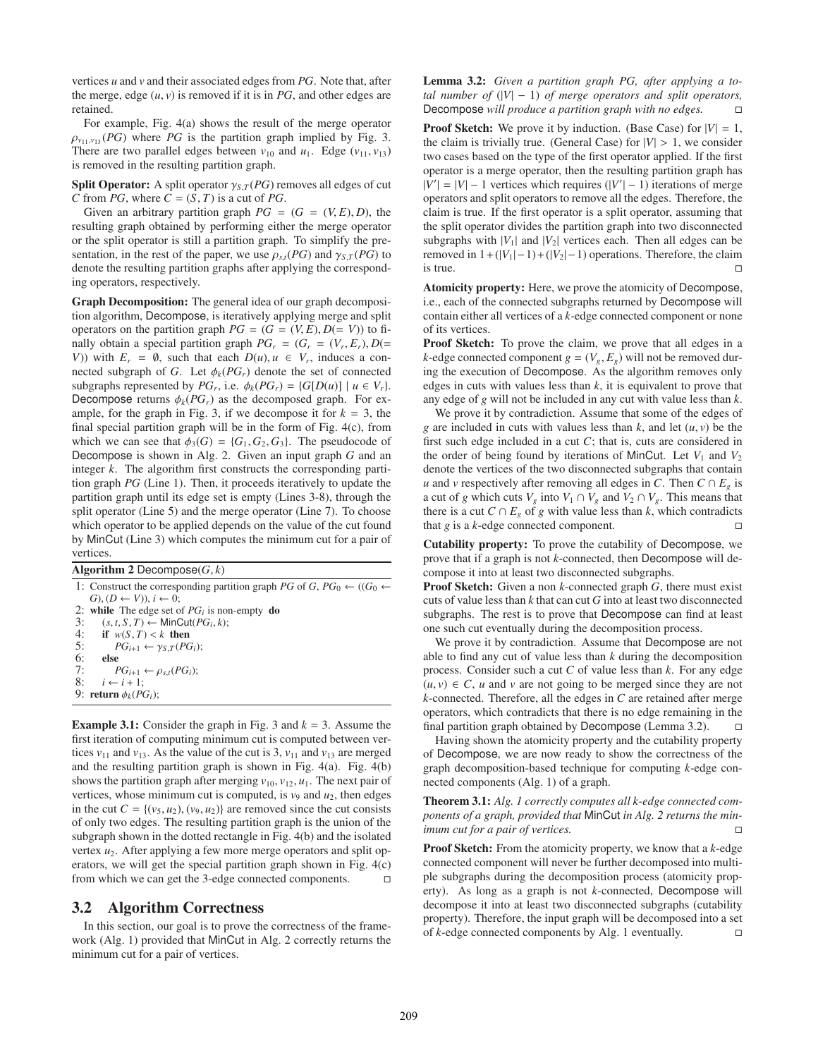vertices $u$ and $v$ and their associated edges from $PG$. Note that, after the merge, edge $(u, v)$ is removed if it is in $PG$, and other edges are retained.

For example, Fig. 4(a) shows the result of the merge operator $\rho_{v_{11},v_{13}}(PG)$ where $PG$ is the partition graph implied by Fig. 3. There are two parallel edges between $v_{10}$ and $u_1$. Edge $(v_{11}, v_{13})$ is removed in the resulting partition graph.

**Split Operator:** A split operator $\gamma_{S,T}(PG)$ removes all edges of cut $C$ from $PG$, where $C = (S, T)$ is a cut of $PG$.

Given an arbitrary partition graph $PG = (G = (V, E), D)$, the resulting graph obtained by performing either the merge operator or the split operator is still a partition graph. To simplify the presentation, in the rest of the paper, we use $\rho_{s,t}(PG)$ and $\gamma_{S,T}(PG)$ to denote the resulting partition graphs after applying the corresponding operators, respectively.

**Graph Decomposition:** The general idea of our graph decomposition algorithm, Decompose, is iteratively applying merge and split operators on the partition graph $PG = (G = (V, E), D(= V))$ to finally obtain a special partition graph $PG_r = (G_r = (V_r, E_r), D(= V))$ with $E_r = \emptyset$, such that each $D(u), u \in V_r$, induces a connected subgraph of $G$. Let $\phi_k(PG_r)$ denote the set of connected subgraphs represented by $PG_r$, i.e. $\phi_k(PG_r) = \{G[D(u)] \mid u \in V_r\}$. Decompose returns $\phi_k(PG_r)$ as the decomposed graph. For example, for the graph in Fig. 3, if we decompose it for $k = 3$, the final special partition graph will be in the form of Fig. 4(c), from which we can see that $\phi_3(G) = \{G_1, G_2, G_3\}$. The pseudocode of Decompose is shown in Alg. 2. Given an input graph $G$ and an integer $k$. The algorithm first constructs the corresponding partition graph $PG$ (Line 1). Then, it proceeds iteratively to update the partition graph until its edge set is empty (Lines 3-8), through the split operator (Line 5) and the merge operator (Line 7). To choose which operator to be applied depends on the value of the cut found by MinCut (Line 3) which computes the minimum cut for a pair of vertices.

**Algorithm 2** Decompose$(G, k)$

```
1: Construct the corresponding partition graph PG of G, PG_0 ← ((G_0 ← G), (D ← V)), i ← 0;
2: while The edge set of PG_i is non-empty do
3:   (s, t, S, T) ← MinCut(PG_i, k);
4:   if w(S, T) < k then
5:     PG_{i+1} ← γ_{S,T}(PG_i);
6:   else
7:     PG_{i+1} ← ρ_{s,t}(PG_i);
8:   i ← i + 1;
9: return φ_k(PG_i);
```

**Example 3.1:** Consider the graph in Fig. 3 and $k = 3$. Assume the first iteration of computing minimum cut is computed between vertices $v_{11}$ and $v_{13}$. As the value of the cut is 3, $v_{11}$ and $v_{13}$ are merged and the resulting partition graph is shown in Fig. 4(a). Fig. 4(b) shows the partition graph after merging $v_{10}, v_{12}, u_1$. The next pair of vertices, whose minimum cut is computed, is $v_9$ and $u_2$, then edges in the cut $C = \{(v_5, u_2), (v_9, u_2)\}$ are removed since the cut consists of only two edges. The resulting partition graph is the union of the subgraph shown in the dotted rectangle in Fig. 4(b) and the isolated vertex $u_2$. After applying a few more merge operators and split operators, we will get the special partition graph shown in Fig. 4(c) from which we can get the 3-edge connected components. □

## 3.2 Algorithm Correctness

In this section, our goal is to prove the correctness of the framework (Alg. 1) provided that MinCut in Alg. 2 correctly returns the minimum cut for a pair of vertices.

**Lemma 3.2:** *Given a partition graph PG, after applying a total number of $(|V| - 1)$ of merge operators and split operators,* Decompose *will produce a partition graph with no edges.* □

**Proof Sketch:** We prove it by induction. (Base Case) for $|V| = 1$, the claim is trivially true. (General Case) for $|V| > 1$, we consider two cases based on the type of the first operator applied. If the first operator is a merge operator, then the resulting partition graph has $|V'| = |V| - 1$ vertices which requires $(|V'| - 1)$ iterations of merge operators and split operators to remove all the edges. Therefore, the claim is true. If the first operator is a split operator, assuming that the split operator divides the partition graph into two disconnected subgraphs with $|V_1|$ and $|V_2|$ vertices each. Then all edges can be removed in $1 + (|V_1| - 1) + (|V_2| - 1)$ operations. Therefore, the claim is true. □

**Atomicity property:** Here, we prove the atomicity of Decompose, i.e., each of the connected subgraphs returned by Decompose will contain either all vertices of a $k$-edge connected component or none of its vertices.

**Proof Sketch:** To prove the claim, we prove that all edges in a $k$-edge connected component $g = (V_g, E_g)$ will not be removed during the execution of Decompose. As the algorithm removes only edges in cuts with values less than $k$, it is equivalent to prove that any edge of $g$ will not be included in any cut with value less than $k$.

We prove it by contradiction. Assume that some of the edges of $g$ are included in cuts with values less than $k$, and let $(u, v)$ be the first such edge included in a cut $C$; that is, cuts are considered in the order of being found by iterations of MinCut. Let $V_1$ and $V_2$ denote the vertices of the two disconnected subgraphs that contain $u$ and $v$ respectively after removing all edges in $C$. Then $C \cap E_g$ is a cut of $g$ which cuts $V_g$ into $V_1 \cap V_g$ and $V_2 \cap V_g$. This means that there is a cut $C \cap E_g$ of $g$ with value less than $k$, which contradicts that $g$ is a $k$-edge connected component. □

**Cutability property:** To prove the cutability of Decompose, we prove that if a graph is not $k$-connected, then Decompose will decompose it into at least two disconnected subgraphs.

**Proof Sketch:** Given a non $k$-connected graph $G$, there must exist cuts of value less than $k$ that can cut $G$ into at least two disconnected subgraphs. The rest is to prove that Decompose can find at least one such cut eventually during the decomposition process.

We prove it by contradiction. Assume that Decompose are not able to find any cut of value less than $k$ during the decomposition process. Consider such a cut $C$ of value less than $k$. For any edge $(u, v) \in C$, $u$ and $v$ are not going to be merged since they are not $k$-connected. Therefore, all the edges in $C$ are retained after merge operators, which contradicts that there is no edge remaining in the final partition graph obtained by Decompose (Lemma 3.2). □

Having shown the atomicity property and the cutability property of Decompose, we are now ready to show the correctness of the graph decomposition-based technique for computing $k$-edge connected components (Alg. 1) of a graph.

**Theorem 3.1:** *Alg. 1 correctly computes all k-edge connected components of a graph, provided that* MinCut *in Alg. 2 returns the minimum cut for a pair of vertices.* □

**Proof Sketch:** From the atomicity property, we know that a $k$-edge connected component will never be further decomposed into multiple subgraphs during the decomposition process (atomicity property). As long as a graph is not $k$-connected, Decompose will decompose it into at least two disconnected subgraphs (cutability property). Therefore, the input graph will be decomposed into a set of $k$-edge connected components by Alg. 1 eventually. □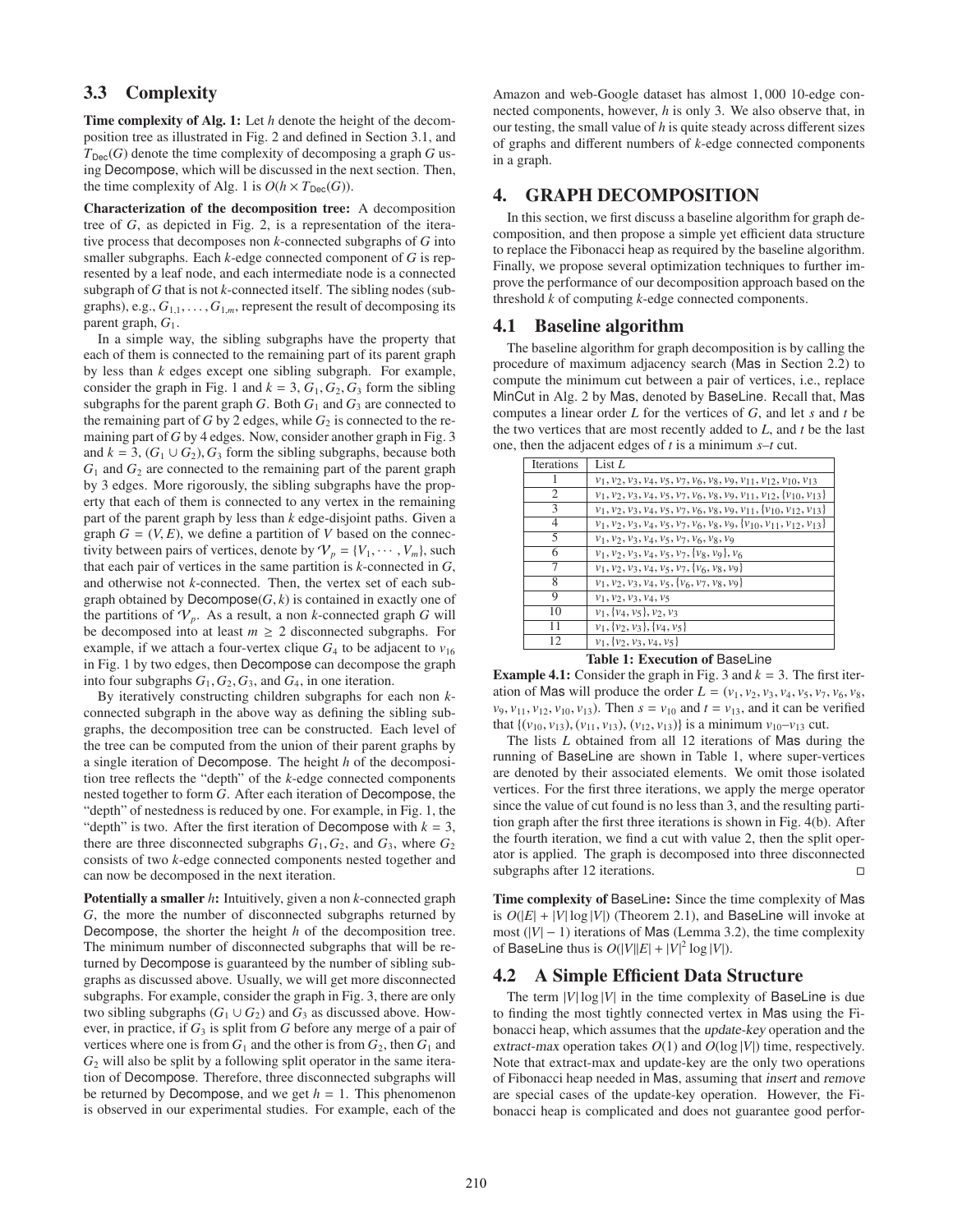## 3.3 Complexity

**Time complexity of Alg. 1:** Let $h$ denote the height of the decomposition tree as illustrated in Fig. 2 and defined in Section 3.1, and $T_{\text{Dec}}(G)$ denote the time complexity of decomposing a graph $G$ using Decompose, which will be discussed in the next section. Then, the time complexity of Alg. 1 is $O(h \times T_{\text{Dec}}(G))$.

**Characterization of the decomposition tree:** A decomposition tree of $G$, as depicted in Fig. 2, is a representation of the iterative process that decomposes non $k$-connected subgraphs of $G$ into smaller subgraphs. Each $k$-edge connected component of $G$ is represented by a leaf node, and each intermediate node is a connected subgraph of $G$ that is not $k$-connected itself. The sibling nodes (subgraphs), e.g., $G_{1,1}, \ldots, G_{1,m}$, represent the result of decomposing its parent graph, $G_1$.

In a simple way, the sibling subgraphs have the property that each of them is connected to the remaining part of its parent graph by less than $k$ edges except one sibling subgraph. For example, consider the graph in Fig. 1 and $k = 3$, $G_1, G_2, G_3$ form the sibling subgraphs for the parent graph $G$. Both $G_1$ and $G_3$ are connected to the remaining part of $G$ by 2 edges, while $G_2$ is connected to the remaining part of $G$ by 4 edges. Now, consider another graph in Fig. 3 and $k = 3$, $(G_1 \cup G_2), G_3$ form the sibling subgraphs, because both $G_1$ and $G_2$ are connected to the remaining part of the parent graph by 3 edges. More rigorously, the sibling subgraphs have the property that each of them is connected to any vertex in the remaining part of the parent graph by less than $k$ edge-disjoint paths. Given a graph $G = (V, E)$, we define a partition of $V$ based on the connectivity between pairs of vertices, denote by $\mathcal{V}_p = \{V_1, \cdots, V_m\}$, such that each pair of vertices in the same partition is $k$-connected in $G$, and otherwise not $k$-connected. Then, the vertex set of each subgraph obtained by Decompose$(G, k)$ is contained in exactly one of the partitions of $\mathcal{V}_p$. As a result, a non $k$-connected graph $G$ will be decomposed into at least $m \geq 2$ disconnected subgraphs. For example, if we attach a four-vertex clique $G_4$ to be adjacent to $v_{16}$ in Fig. 1 by two edges, then Decompose can decompose the graph into four subgraphs $G_1, G_2, G_3$, and $G_4$, in one iteration.

By iteratively constructing children subgraphs for each non $k$-connected subgraph in the above way as defining the sibling subgraphs, the decomposition tree can be constructed. Each level of the tree can be computed from the union of their parent graphs by a single iteration of Decompose. The height $h$ of the decomposition tree reflects the "depth" of the $k$-edge connected components nested together to form $G$. After each iteration of Decompose, the "depth" of nestedness is reduced by one. For example, in Fig. 1, the "depth" is two. After the first iteration of Decompose with $k = 3$, there are three disconnected subgraphs $G_1, G_2$, and $G_3$, where $G_2$ consists of two $k$-edge connected components nested together and can now be decomposed in the next iteration.

**Potentially a smaller $h$:** Intuitively, given a non $k$-connected graph $G$, the more the number of disconnected subgraphs returned by Decompose, the shorter the height $h$ of the decomposition tree. The minimum number of disconnected subgraphs that will be returned by Decompose is guaranteed by the number of sibling subgraphs as discussed above. Usually, we will get more disconnected subgraphs. For example, consider the graph in Fig. 3, there are only two sibling subgraphs $(G_1 \cup G_2)$ and $G_3$ as discussed above. However, in practice, if $G_3$ is split from $G$ before any merge of a pair of vertices where one is from $G_1$ and the other is from $G_2$, then $G_1$ and $G_2$ will also be split by a following split operator in the same iteration of Decompose. Therefore, three disconnected subgraphs will be returned by Decompose, and we get $h = 1$. This phenomenon is observed in our experimental studies. For example, each of the Amazon and web-Google dataset has almost 1,000 10-edge connected components, however, $h$ is only 3. We also observe that, in our testing, the small value of $h$ is quite steady across different sizes of graphs and different numbers of $k$-edge connected components in a graph.

# 4. GRAPH DECOMPOSITION

In this section, we first discuss a baseline algorithm for graph decomposition, and then propose a simple yet efficient data structure to replace the Fibonacci heap as required by the baseline algorithm. Finally, we propose several optimization techniques to further improve the performance of our decomposition approach based on the threshold $k$ of computing $k$-edge connected components.

## 4.1 Baseline algorithm

The baseline algorithm for graph decomposition is by calling the procedure of maximum adjacency search (Mas in Section 2.2) to compute the minimum cut between a pair of vertices, i.e., replace MinCut in Alg. 2 by Mas, denoted by BaseLine. Recall that, Mas computes a linear order $L$ for the vertices of $G$, and let $s$ and $t$ be the two vertices that are most recently added to $L$, and $t$ be the last one, then the adjacent edges of $t$ is a minimum $s$–$t$ cut.

| Iterations | List $L$ |
|---|---|
| 1 | $v_1, v_2, v_3, v_4, v_5, v_7, v_6, v_8, v_9, v_{11}, v_{12}, v_{10}, v_{13}$ |
| 2 | $v_1, v_2, v_3, v_4, v_5, v_7, v_6, v_8, v_9, v_{11}, v_{12}, \{v_{10}, v_{13}\}$ |
| 3 | $v_1, v_2, v_3, v_4, v_5, v_7, v_6, v_8, v_9, v_{11}, \{v_{10}, v_{12}, v_{13}\}$ |
| 4 | $v_1, v_2, v_3, v_4, v_5, v_7, v_6, v_8, v_9, \{v_{10}, v_{11}, v_{12}, v_{13}\}$ |
| 5 | $v_1, v_2, v_3, v_4, v_5, v_7, v_6, v_8, v_9$ |
| 6 | $v_1, v_2, v_3, v_4, v_5, v_7, \{v_8, v_9\}, v_6$ |
| 7 | $v_1, v_2, v_3, v_4, v_5, v_7, \{v_6, v_8, v_9\}$ |
| 8 | $v_1, v_2, v_3, v_4, v_5, \{v_6, v_7, v_8, v_9\}$ |
| 9 | $v_1, v_2, v_3, v_4, v_5$ |
| 10 | $v_1, \{v_4, v_5\}, v_2, v_3$ |
| 11 | $v_1, \{v_2, v_3\}, \{v_4, v_5\}$ |
| 12 | $v_1, \{v_2, v_3, v_4, v_5\}$ |

**Table 1: Execution of BaseLine**

**Example 4.1:** Consider the graph in Fig. 3 and $k = 3$. The first iteration of Mas will produce the order $L = (v_1, v_2, v_3, v_4, v_5, v_7, v_6, v_8, v_9, v_{11}, v_{12}, v_{10}, v_{13})$. Then $s = v_{10}$ and $t = v_{13}$, and it can be verified that $\{(v_{10}, v_{13}), (v_{11}, v_{13}), (v_{12}, v_{13})\}$ is a minimum $v_{10}$–$v_{13}$ cut.

The lists $L$ obtained from all 12 iterations of Mas during the running of BaseLine are shown in Table 1, where super-vertices are denoted by their associated elements. We omit those isolated vertices. For the first three iterations, we apply the merge operator since the value of cut found is no less than 3, and the resulting partition graph after the first three iterations is shown in Fig. 4(b). After the fourth iteration, we find a cut with value 2, then the split operator is applied. The graph is decomposed into three disconnected subgraphs after 12 iterations. □

**Time complexity of BaseLine:** Since the time complexity of Mas is $O(|E| + |V|\log|V|)$ (Theorem 2.1), and BaseLine will invoke at most $(|V| - 1)$ iterations of Mas (Lemma 3.2), the time complexity of BaseLine thus is $O(|V||E| + |V|^2 \log|V|)$.

## 4.2 A Simple Efficient Data Structure

The term $|V|\log|V|$ in the time complexity of BaseLine is due to finding the most tightly connected vertex in Mas using the Fibonacci heap, which assumes that the *update-key* operation and the *extract-max* operation takes $O(1)$ and $O(\log|V|)$ time, respectively. Note that extract-max and update-key are the only two operations of Fibonacci heap needed in Mas, assuming that *insert* and *remove* are special cases of the update-key operation. However, the Fibonacci heap is complicated and does not guarantee good perfor-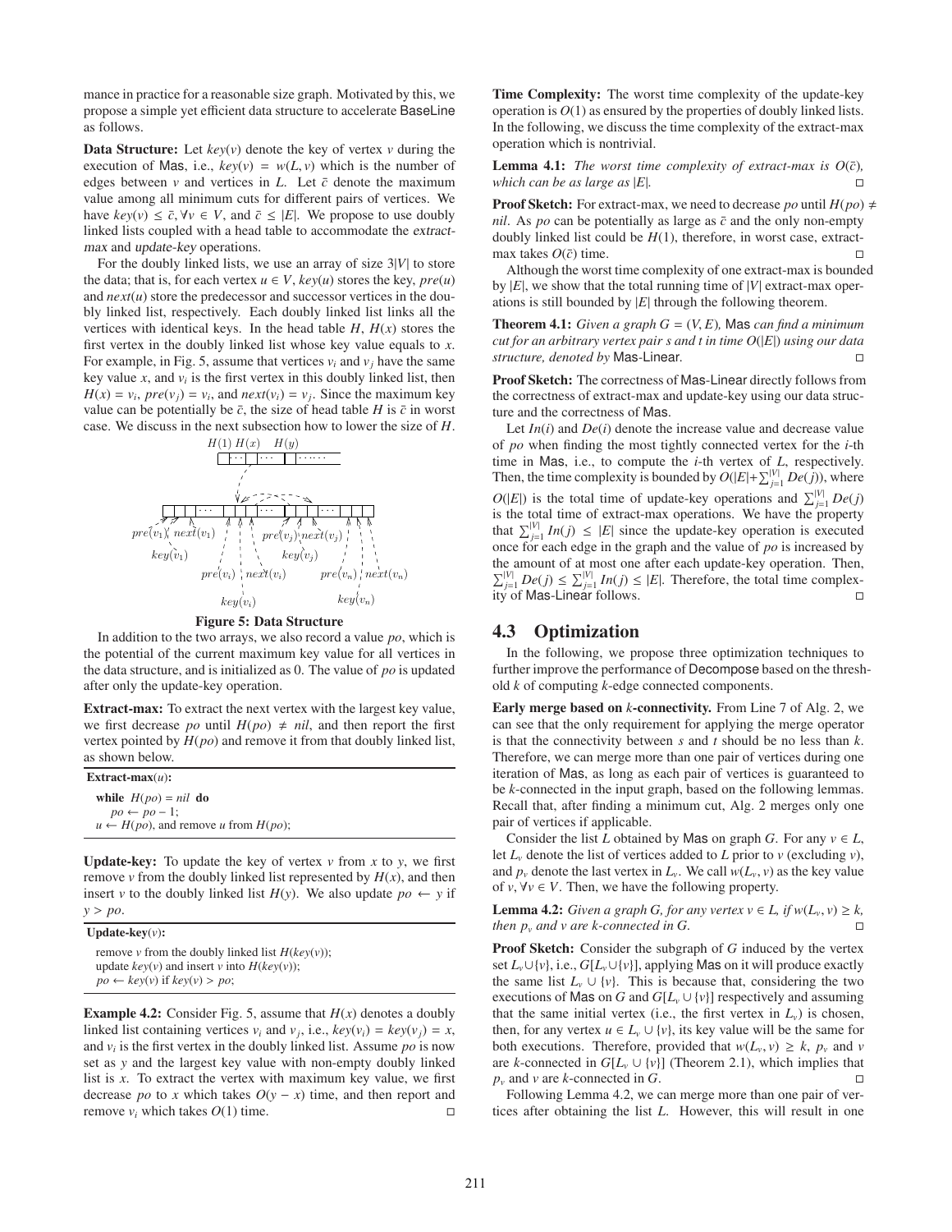mance in practice for a reasonable size graph. Motivated by this, we propose a simple yet efficient data structure to accelerate BaseLine as follows.

**Data Structure:** Let $key(v)$ denote the key of vertex $v$ during the execution of Mas, i.e., $key(v) = w(L, v)$ which is the number of edges between $v$ and vertices in $L$. Let $\bar{c}$ denote the maximum value among all minimum cuts for different pairs of vertices. We have $key(v) \leq \bar{c}, \forall v \in V$, and $\bar{c} \leq |E|$. We propose to use doubly linked lists coupled with a head table to accommodate the *extract-max* and *update-key* operations.

For the doubly linked lists, we use an array of size $3|V|$ to store the data; that is, for each vertex $u \in V$, $key(u)$ stores the key, $pre(u)$ and $next(u)$ store the predecessor and successor vertices in the doubly linked list, respectively. Each doubly linked list links all the vertices with identical keys. In the head table $H$, $H(x)$ stores the first vertex in the doubly linked list whose key value equals to $x$. For example, in Fig. 5, assume that vertices $v_i$ and $v_j$ have the same key value $x$, and $v_i$ is the first vertex in this doubly linked list, then $H(x) = v_i$, $pre(v_j) = v_i$, and $next(v_i) = v_j$. Since the maximum key value can be potentially be $\bar{c}$, the size of head table $H$ is $\bar{c}$ in worst case. We discuss in the next subsection how to lower the size of $H$.

**Figure 5: Data Structure**

In addition to the two arrays, we also record a value $po$, which is the potential of the current maximum key value for all vertices in the data structure, and is initialized as 0. The value of $po$ is updated after only the update-key operation.

**Extract-max:** To extract the next vertex with the largest key value, we first decrease $po$ until $H(po) \neq nil$, and then report the first vertex pointed by $H(po)$ and remove it from that doubly linked list, as shown below.

```
Extract-max(u):
  while H(po) = nil do
    po ← po − 1;
  u ← H(po), and remove u from H(po);
```

**Update-key:** To update the key of vertex $v$ from $x$ to $y$, we first remove $v$ from the doubly linked list represented by $H(x)$, and then insert $v$ to the doubly linked list $H(y)$. We also update $po \leftarrow y$ if $y > po$.

```
Update-key(v):
  remove v from the doubly linked list H(key(v));
  update key(v) and insert v into H(key(v));
  po ← key(v) if key(v) > po;
```

**Example 4.2:** Consider Fig. 5, assume that $H(x)$ denotes a doubly linked list containing vertices $v_i$ and $v_j$, i.e., $key(v_i) = key(v_j) = x$, and $v_i$ is the first vertex in the doubly linked list. Assume $po$ is now set as $y$ and the largest key value with non-empty doubly linked list is $x$. To extract the vertex with maximum key value, we first decrease $po$ to $x$ which takes $O(y - x)$ time, and then report and remove $v_i$ which takes $O(1)$ time. □

**Time Complexity:** The worst time complexity of the update-key operation is $O(1)$ as ensured by the properties of doubly linked lists. In the following, we discuss the time complexity of the extract-max operation which is nontrivial.

**Lemma 4.1:** *The worst time complexity of extract-max is $O(\bar{c})$, which can be as large as $|E|$.* □

**Proof Sketch:** For extract-max, we need to decrease $po$ until $H(po) \neq nil$. As $po$ can be potentially as large as $\bar{c}$ and the only non-empty doubly linked list could be $H(1)$, therefore, in worst case, extract-max takes $O(\bar{c})$ time. □

Although the worst time complexity of one extract-max is bounded by $|E|$, we show that the total running time of $|V|$ extract-max operations is still bounded by $|E|$ through the following theorem.

**Theorem 4.1:** *Given a graph $G = (V, E)$,* Mas *can find a minimum cut for an arbitrary vertex pair $s$ and $t$ in time $O(|E|)$ using our data structure, denoted by* Mas-Linear. □

**Proof Sketch:** The correctness of Mas-Linear directly follows from the correctness of extract-max and update-key using our data structure and the correctness of Mas.

Let $In(i)$ and $De(i)$ denote the increase value and decrease value of $po$ when finding the most tightly connected vertex for the $i$-th time in Mas, i.e., to compute the $i$-th vertex of $L$, respectively. Then, the time complexity is bounded by $O(|E| + \sum_{j=1}^{|V|} De(j))$, where $O(|E|)$ is the total time of update-key operations and $\sum_{j=1}^{|V|} De(j)$ is the total time of extract-max operations. We have the property that $\sum_{j=1}^{|V|} In(j) \leq |E|$ since the update-key operation is executed once for each edge in the graph and the value of $po$ is increased by the amount of at most one after each update-key operation. Then, $\sum_{j=1}^{|V|} De(j) \leq \sum_{j=1}^{|V|} In(j) \leq |E|$. Therefore, the total time complexity of Mas-Linear follows. □

## 4.3 Optimization

In the following, we propose three optimization techniques to further improve the performance of Decompose based on the threshold $k$ of computing $k$-edge connected components.

**Early merge based on $k$-connectivity.** From Line 7 of Alg. 2, we can see that the only requirement for applying the merge operator is that the connectivity between $s$ and $t$ should be no less than $k$. Therefore, we can merge more than one pair of vertices during one iteration of Mas, as long as each pair of vertices is guaranteed to be $k$-connected in the input graph, based on the following lemmas. Recall that, after finding a minimum cut, Alg. 2 merges only one pair of vertices if applicable.

Consider the list $L$ obtained by Mas on graph $G$. For any $v \in L$, let $L_v$ denote the list of vertices added to $L$ prior to $v$ (excluding $v$), and $p_v$ denote the last vertex in $L_v$. We call $w(L_v, v)$ as the key value of $v, \forall v \in V$. Then, we have the following property.

**Lemma 4.2:** *Given a graph $G$, for any vertex $v \in L$, if $w(L_v, v) \geq k$, then $p_v$ and $v$ are $k$-connected in $G$.* □

**Proof Sketch:** Consider the subgraph of $G$ induced by the vertex set $L_v \cup \{v\}$, i.e., $G[L_v \cup \{v\}]$, applying Mas on it will produce exactly the same list $L_v \cup \{v\}$. This is because that, considering the two executions of Mas on $G$ and $G[L_v \cup \{v\}]$ respectively and assuming that the same initial vertex (i.e., the first vertex in $L_v$) is chosen, then, for any vertex $u \in L_v \cup \{v\}$, its key value will be the same for both executions. Therefore, provided that $w(L_v, v) \geq k$, $p_v$ and $v$ are $k$-connected in $G[L_v \cup \{v\}]$ (Theorem 2.1), which implies that $p_v$ and $v$ are $k$-connected in $G$. □

Following Lemma 4.2, we can merge more than one pair of vertices after obtaining the list $L$. However, this will result in one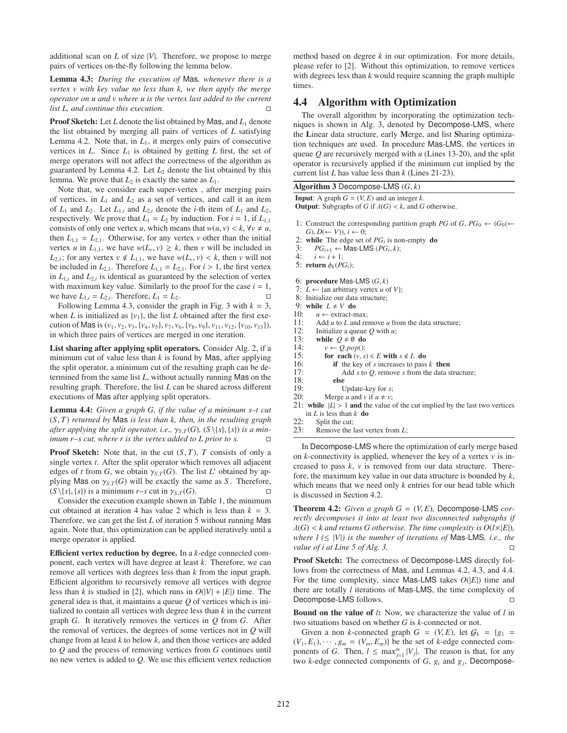additional scan on $L$ of size $|V|$. Therefore, we propose to merge pairs of vertices on-the-fly following the lemma below.

**Lemma 4.3:** *During the execution of* Mas*, whenever there is a vertex $v$ with key value no less than $k$, we then apply the merge operator on $u$ and $v$ where $u$ is the vertex last added to the current list $L$, and continue this execution.* □

**Proof Sketch:** Let $L$ denote the list obtained by Mas, and $L_1$ denote the list obtained by merging all pairs of vertices of $L$ satisfying Lemma 4.2. Note that, in $L_1$, it merges only pairs of consecutive vertices in $L$. Since $L_1$ is obtained by getting $L$ first, the set of merge operators will not affect the correctness of the algorithm as guaranteed by Lemma 4.2. Let $L_2$ denote the list obtained by this lemma. We prove that $L_2$ is exactly the same as $L_1$.

Note that, we consider each super-vertex , after merging pairs of vertices, in $L_1$ and $L_2$ as a set of vertices, and call it an item of $L_1$ and $L_2$. Let $L_{1,i}$ and $L_{2,i}$ denote the $i$-th item of $L_1$ and $L_2$, respectively. We prove that $L_1 = L_2$ by induction. For $i = 1$, if $L_{1,1}$ consists of only one vertex $u$, which means that $w(u, v) < k, \forall v \neq u$, then $L_{1,1} = L_{2,1}$. Otherwise, for any vertex $v$ other than the initial vertex $u$ in $L_{1,1}$, we have $w(L_v, v) \geq k$, then $v$ will be included in $L_{2,1}$; for any vertex $v \notin L_{1,1}$, we have $w(L_v, v) < k$, then $v$ will not be included in $L_{2,1}$. Therefore $L_{1,1} = L_{2,1}$. For $i > 1$, the first vertex in $L_{1,i}$ and $L_{2,i}$ is identical as guaranteed by the selection of vertex with maximum key value. Similarly to the proof for the case $i = 1$, we have $L_{1,i} = L_{2,i}$. Therefore, $L_1 = L_2$. □

Following Lemma 4.3, consider the graph in Fig. 3 with $k = 3$, when $L$ is initialized as $\{v_1\}$, the list $L$ obtained after the first execution of Mas is $(v_1, v_2, v_3, \{v_4, v_5\}, v_7, v_6, \{v_8, v_9\}, v_{11}, v_{12}, \{v_{10}, v_{13}\})$, in which three pairs of vertices are merged in one iteration.

**List sharing after applying split operators.** Consider Alg. 2, if a minimum cut of value less than $k$ is found by Mas, after applying the split operator, a minimum cut of the resulting graph can be determined from the same list $L$, without actually running Mas on the resulting graph. Therefore, the list $L$ can be shared across different executions of Mas after applying split operators.

**Lemma 4.4:** *Given a graph $G$, if the value of a minimum s–t cut $(S, T)$ returned by* Mas *is less than $k$, then, in the resulting graph after applying the split operator, i.e., $\gamma_{S,T}(G)$, $(S\backslash\{s\}, \{s\})$ is a minimum r–s cut, where $r$ is the vertex added to $L$ prior to $s$.* □

**Proof Sketch:** Note that, in the cut $(S, T)$, $T$ consists of only a single vertex $t$. After the split operator which removes all adjacent edges of $t$ from $G$, we obtain $\gamma_{S,T}(G)$. The list $L'$ obtained by applying Mas on $\gamma_{S,T}(G)$ will be exactly the same as $S$. Therefore, $(S\backslash\{s\}, \{s\})$ is a minimum $r$–$s$ cut in $\gamma_{S,T}(G)$. □

Consider the execution example shown in Table 1, the minimum cut obtained at iteration 4 has value 2 which is less than $k = 3$. Therefore, we can get the list $L$ of iteration 5 without running Mas again. Note that, this optimization can be applied iteratively until a merge operator is applied.

**Efficient vertex reduction by degree.** In a $k$-edge connected component, each vertex will have degree at least $k$. Therefore, we can remove all vertices with degrees less than $k$ from the input graph. Efficient algorithm to recursively remove all vertices with degree less than $k$ is studied in [2], which runs in $O(|V| + |E|)$ time. The general idea is that, it maintains a queue $Q$ of vertices which is initialized to contain all vertices with degree less than $k$ in the current graph $G$. It iteratively removes the vertices in $Q$ from $G$. After the removal of vertices, the degrees of some vertices not in $Q$ will change from at least $k$ to below $k$, and then those vertices are added to $Q$ and the process of removing vertices from $G$ continues until no new vertex is added to $Q$. We use this efficient vertex reduction method based on degree $k$ in our optimization. For more details, please refer to [2]. Without this optimization, to remove vertices with degrees less than $k$ would require scanning the graph multiple times.

## 4.4 Algorithm with Optimization

The overall algorithm by incorporating the optimization techniques is shown in Alg. 3, denoted by Decompose-LMS, where the **L**inear data structure, early **M**erge, and list **S**haring optimization techniques are used. In procedure Mas-LMS, the vertices in queue $Q$ are recursively merged with $u$ (Lines 13-20), and the split operator is recursively applied if the minimum cut implied by the current list $L$ has value less than $k$ (Lines 21-23).

**Algorithm 3** Decompose-LMS $(G, k)$

**Input**: A graph $G = (V, E)$ and an integer $k$.
**Output**: Subgraphs of $G$ if $\lambda(G) < k$, and $G$ otherwise.

```
1: Construct the corresponding partition graph PG of G, PG_0 ← (G_0(← G), D(← V)), i ← 0;
2: while The edge set of PG_i is non-empty do
3:     PG_{i+1} ← Mas-LMS (PG_i, k);
4:     i ← i + 1;
5: return φ_k(PG_i);

6: procedure Mas-LMS (G, k)
7: L ← {an arbitrary vertex u of V};
8: Initialize our data structure;
9: while L ≠ V do
10:    u ← extract-max;
11:    Add u to L and remove u from the data structure;
12:    Initialize a queue Q with u;
13:    while Q ≠ ∅ do
14:        v ← Q.pop();
15:        for each (v, s) ∈ E with s ∉ L do
16:            if the key of s increases to pass k then
17:                Add s to Q, remove s from the data structure;
18:            else
19:                Update-key for s;
20:        Merge u and v if u ≠ v;
21: while |L| > 1 and the value of the cut implied by the last two vertices in L is less than k do
22:    Split the cut;
23:    Remove the last vertex from L;
```

In Decompose-LMS where the optimization of early merge based on $k$-connectivity is applied, whenever the key of a vertex $v$ is increased to pass $k$, $v$ is removed from our data structure. Therefore, the maximum key value in our data structure is bounded by $k$, which means that we need only $k$ entries for our head table which is discussed in Section 4.2.

**Theorem 4.2:** *Given a graph $G = (V, E)$,* Decompose-LMS *correctly decomposes it into at least two disconnected subgraphs if $\lambda(G) < k$ and returns $G$ otherwise. The time complexity is $O(l \times |E|)$, where $l$ ($\leq |V|$) is the number of iterations of* Mas-LMS*, i.e., the value of $i$ at Line 5 of Alg. 3.* □

**Proof Sketch:** The correctness of Decompose-LMS directly follows from the correctness of Mas, and Lemmas 4.2, 4.3, and 4.4. For the time complexity, since Mas-LMS takes $O(|E|)$ time and there are totally $l$ iterations of Mas-LMS, the time complexity of Decompose-LMS follows. □

**Bound on the value of $l$:** Now, we characterize the value of $l$ in two situations based on whether $G$ is $k$-connected or not.

Given a non $k$-connected graph $G = (V, E)$, let $\mathcal{G}_k = \{g_1 = (V_1, E_1), \cdots, g_m = (V_m, E_m)\}$ be the set of $k$-edge connected components of $G$. Then, $l \leq \max_{j=1}^{m} |V_j|$. The reason is that, for any two $k$-edge connected components of $G$, $g_i$ and $g_j$, Decompose-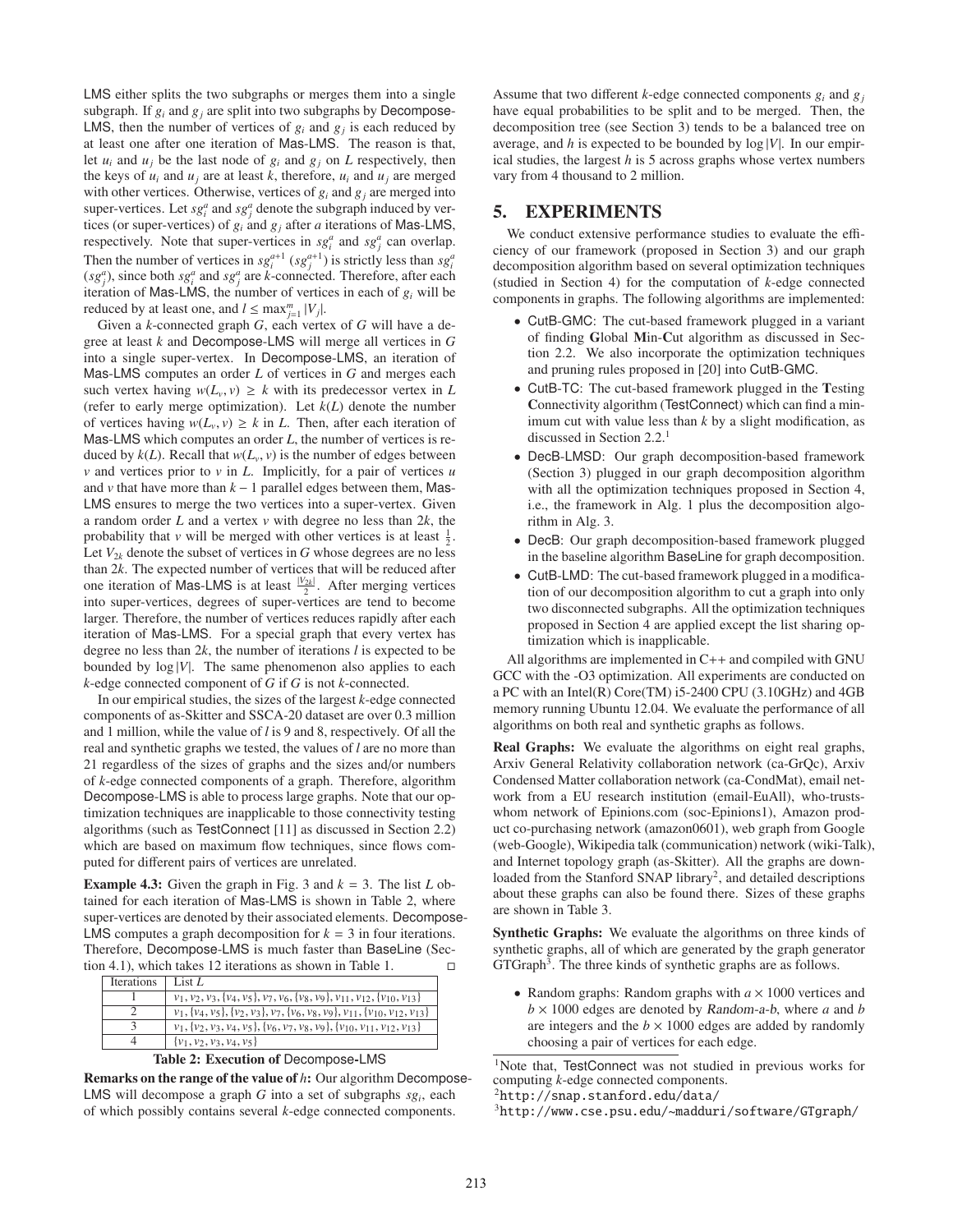LMS either splits the two subgraphs or merges them into a single subgraph. If $g_i$ and $g_j$ are split into two subgraphs by Decompose-LMS, then the number of vertices of $g_i$ and $g_j$ is each reduced by at least one after one iteration of Mas-LMS. The reason is that, let $u_i$ and $u_j$ be the last node of $g_i$ and $g_j$ on $L$ respectively, then the keys of $u_i$ and $u_j$ are at least $k$, therefore, $u_i$ and $u_j$ are merged with other vertices. Otherwise, vertices of $g_i$ and $g_j$ are merged into super-vertices. Let $sg_i^a$ and $sg_j^a$ denote the subgraph induced by vertices (or super-vertices) of $g_i$ and $g_j$ after $a$ iterations of Mas-LMS, respectively. Note that super-vertices in $sg_i^a$ and $sg_j^a$ can overlap. Then the number of vertices in $sg_i^{a+1}$ ($sg_j^{a+1}$) is strictly less than $sg_i^a$ ($sg_j^a$), since both $sg_i^a$ and $sg_j^a$ are $k$-connected. Therefore, after each iteration of Mas-LMS, the number of vertices in each of $g_i$ will be reduced by at least one, and $l \leq \max_{j=1}^{m} |V_j|$.

Given a $k$-connected graph $G$, each vertex of $G$ will have a degree at least $k$ and Decompose-LMS will merge all vertices in $G$ into a single super-vertex. In Decompose-LMS, an iteration of Mas-LMS computes an order $L$ of vertices in $G$ and merges each such vertex having $w(L_v, v) \geq k$ with its predecessor vertex in $L$ (refer to early merge optimization). Let $k(L)$ denote the number of vertices having $w(L_v, v) \geq k$ in $L$. Then, after each iteration of Mas-LMS which computes an order $L$, the number of vertices is reduced by $k(L)$. Recall that $w(L_v, v)$ is the number of edges between $v$ and vertices prior to $v$ in $L$. Implicitly, for a pair of vertices $u$ and $v$ that have more than $k-1$ parallel edges between them, Mas-LMS ensures to merge the two vertices into a super-vertex. Given a random order $L$ and a vertex $v$ with degree no less than $2k$, the probability that $v$ will be merged with other vertices is at least $\frac{1}{2}$. Let $V_{2k}$ denote the subset of vertices in $G$ whose degrees are no less than $2k$. The expected number of vertices that will be reduced after one iteration of Mas-LMS is at least $\frac{|V_{2k}|}{2}$. After merging vertices into super-vertices, degrees of super-vertices are tend to become larger. Therefore, the number of vertices reduces rapidly after each iteration of Mas-LMS. For a special graph that every vertex has degree no less than $2k$, the number of iterations $l$ is expected to be bounded by $\log |V|$. The same phenomenon also applies to each $k$-edge connected component of $G$ if $G$ is not $k$-connected.

In our empirical studies, the sizes of the largest $k$-edge connected components of as-Skitter and SSCA-20 dataset are over 0.3 million and 1 million, while the value of $l$ is 9 and 8, respectively. Of all the real and synthetic graphs we tested, the values of $l$ are no more than 21 regardless of the sizes of graphs and the sizes and/or numbers of $k$-edge connected components of a graph. Therefore, algorithm Decompose-LMS is able to process large graphs. Note that our optimization techniques are inapplicable to those connectivity testing algorithms (such as TestConnect [11] as discussed in Section 2.2) which are based on maximum flow techniques, since flows computed for different pairs of vertices are unrelated.

**Example 4.3:** Given the graph in Fig. 3 and $k = 3$. The list $L$ obtained for each iteration of Mas-LMS is shown in Table 2, where super-vertices are denoted by their associated elements. Decompose-LMS computes a graph decomposition for $k = 3$ in four iterations. Therefore, Decompose-LMS is much faster than BaseLine (Section 4.1), which takes 12 iterations as shown in Table 1. □

| Iterations | List $L$ |
|---|---|
| 1 | $v_1, v_2, v_3, \{v_4, v_5\}, v_7, v_6, \{v_8, v_9\}, v_{11}, v_{12}, \{v_{10}, v_{13}\}$ |
| 2 | $v_1, \{v_4, v_5\}, \{v_2, v_3\}, v_7, \{v_6, v_8, v_9\}, v_{11}, \{v_{10}, v_{12}, v_{13}\}$ |
| 3 | $v_1, \{v_2, v_3, v_4, v_5\}, \{v_6, v_7, v_8, v_9\}, \{v_{10}, v_{11}, v_{12}, v_{13}\}$ |
| 4 | $\{v_1, v_2, v_3, v_4, v_5\}$ |

**Table 2: Execution of Decompose-LMS**

**Remarks on the range of the value of $h$:** Our algorithm Decompose-LMS will decompose a graph $G$ into a set of subgraphs $sg_i$, each of which possibly contains several $k$-edge connected components. Assume that two different $k$-edge connected components $g_i$ and $g_j$ have equal probabilities to be split and to be merged. Then, the decomposition tree (see Section 3) tends to be a balanced tree on average, and $h$ is expected to be bounded by $\log |V|$. In our empirical studies, the largest $h$ is 5 across graphs whose vertex numbers vary from 4 thousand to 2 million.

## 5. EXPERIMENTS

We conduct extensive performance studies to evaluate the efficiency of our framework (proposed in Section 3) and our graph decomposition algorithm based on several optimization techniques (studied in Section 4) for the computation of $k$-edge connected components in graphs. The following algorithms are implemented:

- CutB-GMC: The cut-based framework plugged in a variant of finding **G**lobal **M**in-**C**ut algorithm as discussed in Section 2.2. We also incorporate the optimization techniques and pruning rules proposed in [20] into CutB-GMC.
- CutB-TC: The cut-based framework plugged in the **T**esting **C**onnectivity algorithm (TestConnect) which can find a minimum cut with value less than $k$ by a slight modification, as discussed in Section 2.2.[1]
- DecB-LMSD: Our graph decomposition-based framework (Section 3) plugged in our graph decomposition algorithm with all the optimization techniques proposed in Section 4, i.e., the framework in Alg. 1 plus the decomposition algorithm in Alg. 3.
- DecB: Our graph decomposition-based framework plugged in the baseline algorithm BaseLine for graph decomposition.
- CutB-LMD: The cut-based framework plugged in a modification of our decomposition algorithm to cut a graph into only two disconnected subgraphs. All the optimization techniques proposed in Section 4 are applied except the list sharing optimization which is inapplicable.

All algorithms are implemented in C++ and compiled with GNU GCC with the -O3 optimization. All experiments are conducted on a PC with an Intel(R) Core(TM) i5-2400 CPU (3.10GHz) and 4GB memory running Ubuntu 12.04. We evaluate the performance of all algorithms on both real and synthetic graphs as follows.

**Real Graphs:** We evaluate the algorithms on eight real graphs, Arxiv General Relativity collaboration network (ca-GrQc), Arxiv Condensed Matter collaboration network (ca-CondMat), email network from a EU research institution (email-EuAll), who-trusts-whom network of Epinions.com (soc-Epinions1), Amazon product co-purchasing network (amazon0601), web graph from Google (web-Google), Wikipedia talk (communication) network (wiki-Talk), and Internet topology graph (as-Skitter). All the graphs are downloaded from the Stanford SNAP library[2], and detailed descriptions about these graphs can also be found there. Sizes of these graphs are shown in Table 3.

**Synthetic Graphs:** We evaluate the algorithms on three kinds of synthetic graphs, all of which are generated by the graph generator GTGraph[3]. The three kinds of synthetic graphs are as follows.

- Random graphs: Random graphs with $a \times 1000$ vertices and $b \times 1000$ edges are denoted by Random-$a$-$b$, where $a$ and $b$ are integers and the $b \times 1000$ edges are added by randomly choosing a pair of vertices for each edge.

[1] Note that, TestConnect was not studied in previous works for computing $k$-edge connected components.

[2] http://snap.stanford.edu/data/

[3] http://www.cse.psu.edu/~madduri/software/GTgraph/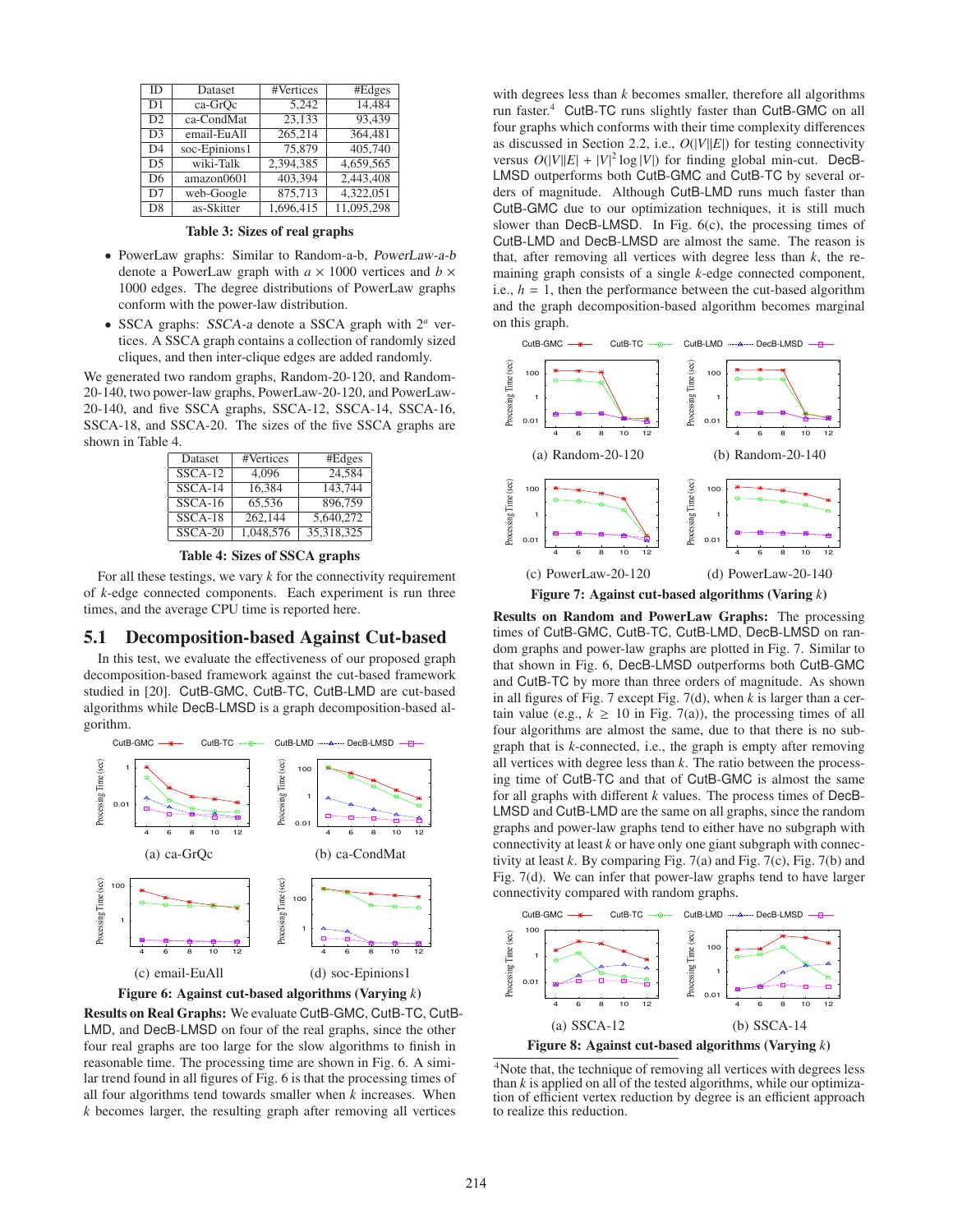| ID | Dataset | #Vertices | #Edges |
|---|---|---|---|
| D1 | ca-GrQc | 5,242 | 14,484 |
| D2 | ca-CondMat | 23,133 | 93,439 |
| D3 | email-EuAll | 265,214 | 364,481 |
| D4 | soc-Epinions1 | 75,879 | 405,740 |
| D5 | wiki-Talk | 2,394,385 | 4,659,565 |
| D6 | amazon0601 | 403,394 | 2,443,408 |
| D7 | web-Google | 875,713 | 4,322,051 |
| D8 | as-Skitter | 1,696,415 | 11,095,298 |

**Table 3: Sizes of real graphs**

- PowerLaw graphs: Similar to Random-a-b, *PowerLaw-a-b* denote a PowerLaw graph with $a \times 1000$ vertices and $b \times 1000$ edges. The degree distributions of PowerLaw graphs conform with the power-law distribution.
- SSCA graphs: *SSCA-a* denote a SSCA graph with $2^a$ vertices. A SSCA graph contains a collection of randomly sized cliques, and then inter-clique edges are added randomly.

We generated two random graphs, Random-20-120, and Random-20-140, two power-law graphs, PowerLaw-20-120, and PowerLaw-20-140, and five SSCA graphs, SSCA-12, SSCA-14, SSCA-16, SSCA-18, and SSCA-20. The sizes of the five SSCA graphs are shown in Table 4.

| Dataset | #Vertices | #Edges |
|---|---|---|
| SSCA-12 | 4,096 | 24,584 |
| SSCA-14 | 16,384 | 143,744 |
| SSCA-16 | 65,536 | 896,759 |
| SSCA-18 | 262,144 | 5,640,272 |
| SSCA-20 | 1,048,576 | 35,318,325 |

**Table 4: Sizes of SSCA graphs**

For all these testings, we vary $k$ for the connectivity requirement of $k$-edge connected components. Each experiment is run three times, and the average CPU time is reported here.

## 5.1 Decomposition-based Against Cut-based

In this test, we evaluate the effectiveness of our proposed graph decomposition-based framework against the cut-based framework studied in [20]. CutB-GMC, CutB-TC, CutB-LMD are cut-based algorithms while DecB-LMSD is a graph decomposition-based algorithm.

(a) ca-GrQc (b) ca-CondMat (c) email-EuAll (d) soc-Epinions1

**Figure 6: Against cut-based algorithms (Varying $k$)**

**Results on Real Graphs:** We evaluate CutB-GMC, CutB-TC, CutB-LMD, and DecB-LMSD on four of the real graphs, since the other four real graphs are too large for the slow algorithms to finish in reasonable time. The processing time are shown in Fig. 6. A similar trend found in all figures of Fig. 6 is that the processing times of all four algorithms tend towards smaller when $k$ increases. When $k$ becomes larger, the resulting graph after removing all vertices with degrees less than $k$ becomes smaller, therefore all algorithms run faster.[4] CutB-TC runs slightly faster than CutB-GMC on all four graphs which conforms with their time complexity differences as discussed in Section 2.2, i.e., $O(|V||E|)$ for testing connectivity versus $O(|V||E| + |V|^2 \log |V|)$ for finding global min-cut. DecB-LMSD outperforms both CutB-GMC and CutB-TC by several orders of magnitude. Although CutB-LMD runs much faster than CutB-GMC due to our optimization techniques, it is still much slower than DecB-LMSD. In Fig. 6(c), the processing times of CutB-LMD and DecB-LMSD are almost the same. The reason is that, after removing all vertices with degree less than $k$, the remaining graph consists of a single $k$-edge connected component, i.e., $h = 1$, then the performance between the cut-based algorithm and the graph decomposition-based algorithm becomes marginal on this graph.

(a) Random-20-120 (b) Random-20-140 (c) PowerLaw-20-120 (d) PowerLaw-20-140

**Figure 7: Against cut-based algorithms (Varing $k$)**

**Results on Random and PowerLaw Graphs:** The processing times of CutB-GMC, CutB-TC, CutB-LMD, DecB-LMSD on random graphs and power-law graphs are plotted in Fig. 7. Similar to that shown in Fig. 6, DecB-LMSD outperforms both CutB-GMC and CutB-TC by more than three orders of magnitude. As shown in all figures of Fig. 7 except Fig. 7(d), when $k$ is larger than a certain value (e.g., $k \geq 10$ in Fig. 7(a)), the processing times of all four algorithms are almost the same, due to that there is no subgraph that is $k$-connected, i.e., the graph is empty after removing all vertices with degree less than $k$. The ratio between the processing time of CutB-TC and that of CutB-GMC is almost the same for all graphs with different $k$ values. The process times of DecB-LMSD and CutB-LMD are the same on all graphs, since the random graphs and power-law graphs tend to either have no subgraph with connectivity at least $k$ or have only one giant subgraph with connectivity at least $k$. By comparing Fig. 7(a) and Fig. 7(c), Fig. 7(b) and Fig. 7(d). We can infer that power-law graphs tend to have larger connectivity compared with random graphs.

(a) SSCA-12 (b) SSCA-14

**Figure 8: Against cut-based algorithms (Varying $k$)**

[4] Note that, the technique of removing all vertices with degrees less than $k$ is applied on all of the tested algorithms, while our optimization of efficient vertex reduction by degree is an efficient approach to realize this reduction.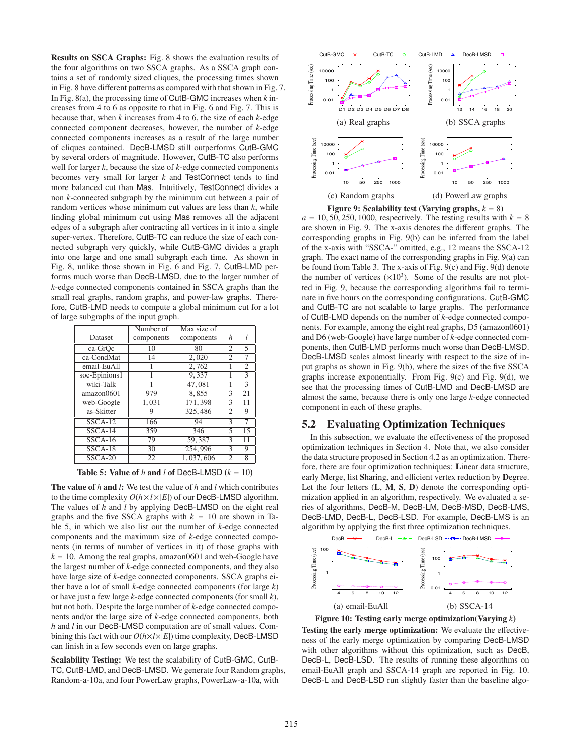**Results on SSCA Graphs:** Fig. 8 shows the evaluation results of the four algorithms on two SSCA graphs. As a SSCA graph contains a set of randomly sized cliques, the processing times shown in Fig. 8 have different patterns as compared with that shown in Fig. 7. In Fig. 8(a), the processing time of CutB-GMC increases when $k$ increases from 4 to 6 as opposite to that in Fig. 6 and Fig. 7. This is because that, when $k$ increases from 4 to 6, the size of each $k$-edge connected component decreases, however, the number of $k$-edge connected components increases as a result of the large number of cliques contained. DecB-LMSD still outperforms CutB-GMC by several orders of magnitude. However, CutB-TC also performs well for larger $k$, because the size of $k$-edge connected components becomes very small for larger $k$ and TestConnect tends to find more balanced cut than Mas. Intuitively, TestConnect divides a non $k$-connected subgraph by the minimum cut between a pair of random vertices whose minimum cut values are less than $k$, while finding global minimum cut using Mas removes all the adjacent edges of a subgraph after contracting all vertices in it into a single super-vertex. Therefore, CutB-TC can reduce the size of each connected subgraph very quickly, while CutB-GMC divides a graph into one large and one small subgraph each time. As shown in Fig. 8, unlike those shown in Fig. 6 and Fig. 7, CutB-LMD performs much worse than DecB-LMSD, due to the larger number of $k$-edge connected components contained in SSCA graphs than the small real graphs, random graphs, and power-law graphs. Therefore, CutB-LMD needs to compute a global minimum cut for a lot of large subgraphs of the input graph.

| Dataset | Number of components | Max size of components | $h$ | $l$ |
|---|---|---|---|---|
| ca-GrQc | 10 | 80 | 2 | 5 |
| ca-CondMat | 14 | 2,020 | 2 | 7 |
| email-EuAll | 1 | 2,762 | 1 | 2 |
| soc-Epinions1 | 1 | 9,337 | 1 | 3 |
| wiki-Talk | 1 | 47,081 | 1 | 3 |
| amazon0601 | 979 | 8,855 | 3 | 21 |
| web-Google | 1,031 | 171,398 | 3 | 11 |
| as-Skitter | 9 | 325,486 | 2 | 9 |
| SSCA-12 | 166 | 94 | 3 | 7 |
| SSCA-14 | 359 | 346 | 5 | 15 |
| SSCA-16 | 79 | 59,387 | 3 | 11 |
| SSCA-18 | 30 | 254,996 | 3 | 9 |
| SSCA-20 | 22 | 1,037,606 | 2 | 8 |

**Table 5: Value of $h$ and $l$ of DecB-LMSD ($k$ = 10)**

**The value of $h$ and $l$:** We test the value of $h$ and $l$ which contributes to the time complexity $O(h \times l \times |E|)$ of our DecB-LMSD algorithm. The values of $h$ and $l$ by applying DecB-LMSD on the eight real graphs and the five SSCA graphs with $k = 10$ are shown in Table 5, in which we also list out the number of $k$-edge connected components and the maximum size of $k$-edge connected components (in terms of number of vertices in it) of those graphs with $k = 10$. Among the real graphs, amazon0601 and web-Google have the largest number of $k$-edge connected components, and they also have large size of $k$-edge connected components. SSCA graphs either have a lot of small $k$-edge connected components (for large $k$) or have just a few large $k$-edge connected components (for small $k$), but not both. Despite the large number of $k$-edge connected components and/or the large size of $k$-edge connected components, both $h$ and $l$ in our DecB-LMSD computation are of small values. Combining this fact with our $O(h \times l \times |E|)$ time complexity, DecB-LMSD can finish in a few seconds even on large graphs.

**Scalability Testing:** We test the scalability of CutB-GMC, CutB-TC, CutB-LMD, and DecB-LMSD. We generate four Random graphs, Random-a-10a, and four PowerLaw graphs, PowerLaw-a-10a, with $a$ = 10, 50, 250, 1000, respectively. The testing results with $k = 8$ are shown in Fig. 9. The x-axis denotes the different graphs. The corresponding graphs in Fig. 9(b) can be inferred from the label of the x-axis with "SSCA-" omitted, e.g., 12 means the SSCA-12 graph. The exact name of the corresponding graphs in Fig. 9(a) can be found from Table 3. The x-axis of Fig. 9(c) and Fig. 9(d) denote the number of vertices ($\times 10^3$). Some of the results are not plotted in Fig. 9, because the corresponding algorithms fail to terminate in five hours on the corresponding configurations. CutB-GMC and CutB-TC are not scalable to large graphs. The performance of CutB-LMD depends on the number of $k$-edge connected components. For example, among the eight real graphs, D5 (amazon0601) and D6 (web-Google) have large number of $k$-edge connected components, then CutB-LMD performs much worse than DecB-LMSD. DecB-LMSD scales almost linearly with respect to the size of input graphs as shown in Fig. 9(b), where the sizes of the five SSCA graphs increase exponentially. From Fig. 9(c) and Fig. 9(d), we see that the processing times of CutB-LMD and DecB-LMSD are almost the same, because there is only one large $k$-edge connected component in each of these graphs.

(a) Real graphs (b) SSCA graphs (c) Random graphs (d) PowerLaw graphs

**Figure 9: Scalability test (Varying graphs, $k$ = 8)**

## 5.2 Evaluating Optimization Techniques

In this subsection, we evaluate the effectiveness of the proposed optimization techniques in Section 4. Note that, we also consider the data structure proposed in Section 4.2 as an optimization. Therefore, there are four optimization techniques: **L**inear data structure, early **M**erge, list **S**haring, and efficient vertex reduction by **D**egree. Let the four letters (**L**, **M**, **S**, **D**) denote the corresponding optimization applied in an algorithm, respectively. We evaluated a series of algorithms, DecB-M, DecB-LM, DecB-MSD, DecB-LMS, DecB-LMD, DecB-L, DecB-LSD. For example, DecB-LMS is an algorithm by applying the first three optimization techniques.

(a) email-EuAll (b) SSCA-14

**Figure 10: Testing early merge optimization(Varying $k$)**

**Testing the early merge optimization:** We evaluate the effectiveness of the early merge optimization by comparing DecB-LMSD with other algorithms without this optimization, such as DecB, DecB-L, DecB-LSD. The results of running these algorithms on email-EuAll graph and SSCA-14 graph are reported in Fig. 10. DecB-L and DecB-LSD run slightly faster than the baseline algo-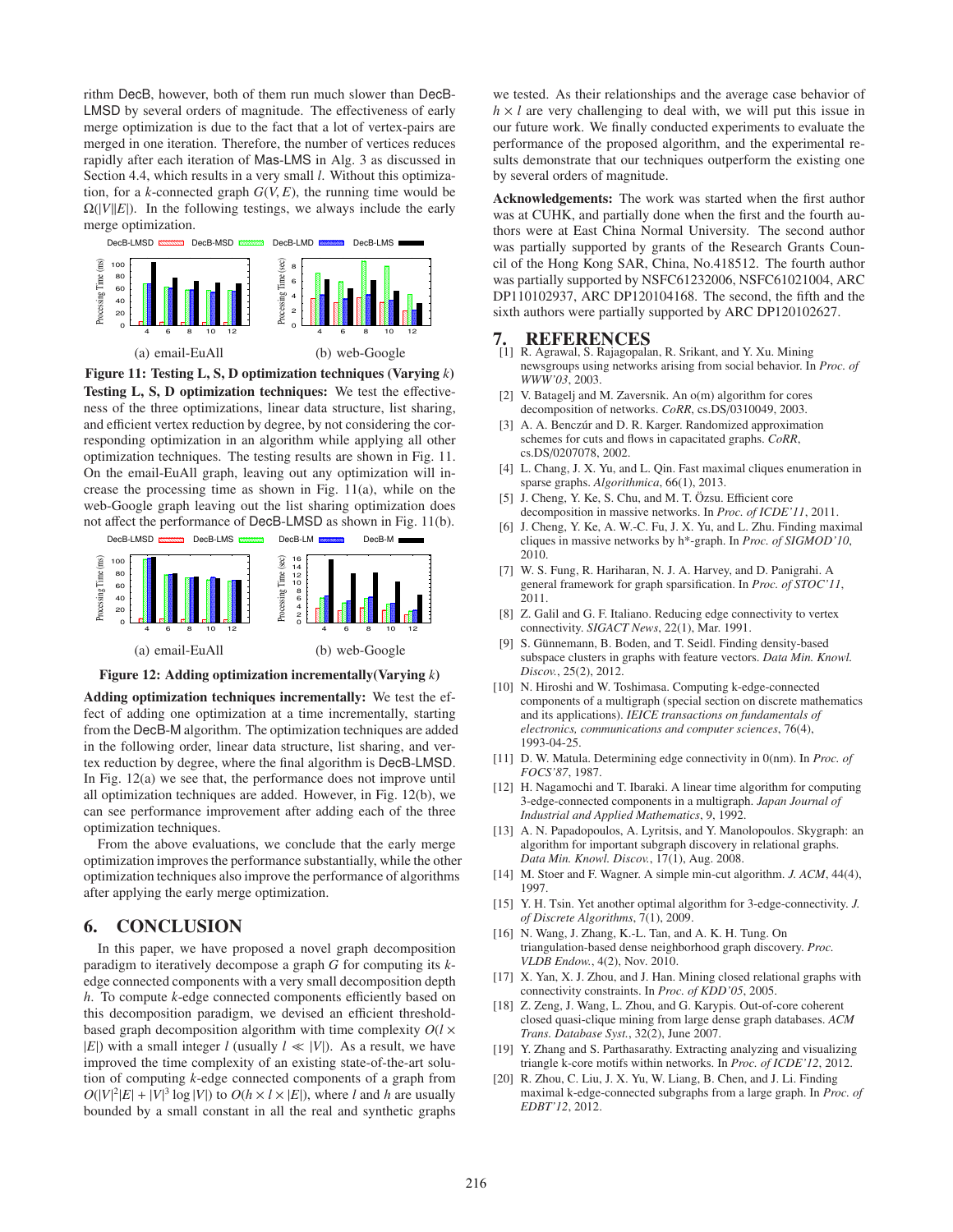rithm DecB, however, both of them run much slower than DecB-LMSD by several orders of magnitude. The effectiveness of early merge optimization is due to the fact that a lot of vertex-pairs are merged in one iteration. Therefore, the number of vertices reduces rapidly after each iteration of Mas-LMS in Alg. 3 as discussed in Section 4.4, which results in a very small $l$. Without this optimization, for a $k$-connected graph $G(V, E)$, the running time would be $\Omega(|V||E|)$. In the following testings, we always include the early merge optimization.

DecB-LMSD DecB-MSD DecB-LMD DecB-LMS

Processing Time (ms)
100
80
60
40
20
0
4 6 8 10 12

(a) email-EuAll

Processing Time (sec)
8
6
4
2
0
4 6 8 10 12

(b) web-Google

**Figure 11: Testing L, S, D optimization techniques (Varying $k$)**

**Testing L, S, D optimization techniques:** We test the effectiveness of the three optimizations, linear data structure, list sharing, and efficient vertex reduction by degree, by not considering the corresponding optimization in an algorithm while applying all other optimization techniques. The testing results are shown in Fig. 11. On the email-EuAll graph, leaving out any optimization will increase the processing time as shown in Fig. 11(a), while on the web-Google graph leaving out the list sharing optimization does not affect the performance of DecB-LMSD as shown in Fig. 11(b).

DecB-LMSD DecB-LMS DecB-LM DecB-M

Processing Time (ms)
100
80
60
40
20
0
4 6 8 10 12

(a) email-EuAll

Processing Time (sec)
16
14
12
10
8
6
4
2
0
4 6 8 10 12

(b) web-Google

**Figure 12: Adding optimization incrementally(Varying $k$)**

**Adding optimization techniques incrementally:** We test the effect of adding one optimization at a time incrementally, starting from the DecB-M algorithm. The optimization techniques are added in the following order, linear data structure, list sharing, and vertex reduction by degree, where the final algorithm is DecB-LMSD. In Fig. 12(a) we see that, the performance does not improve until all optimization techniques are added. However, in Fig. 12(b), we can see performance improvement after adding each of the three optimization techniques.

From the above evaluations, we conclude that the early merge optimization improves the performance substantially, while the other optimization techniques also improve the performance of algorithms after applying the early merge optimization.

# 6. CONCLUSION

In this paper, we have proposed a novel graph decomposition paradigm to iteratively decompose a graph $G$ for computing its $k$-edge connected components with a very small decomposition depth $h$. To compute $k$-edge connected components efficiently based on this decomposition paradigm, we devised an efficient threshold-based graph decomposition algorithm with time complexity $O(l \times |E|)$ with a small integer $l$ (usually $l \ll |V|$). As a result, we have improved the time complexity of an existing state-of-the-art solution of computing $k$-edge connected components of a graph from $O(|V|^2|E| + |V|^3 \log |V|)$ to $O(h \times l \times |E|)$, where $l$ and $h$ are usually bounded by a small constant in all the real and synthetic graphs we tested. As their relationships and the average case behavior of $h \times l$ are very challenging to deal with, we will put this issue in our future work. We finally conducted experiments to evaluate the performance of the proposed algorithm, and the experimental results demonstrate that our techniques outperform the existing one by several orders of magnitude.

**Acknowledgements:** The work was started when the first author was at CUHK, and partially done when the first and the fourth authors were at East China Normal University. The second author was partially supported by grants of the Research Grants Council of the Hong Kong SAR, China, No.418512. The fourth author was partially supported by NSFC61232006, NSFC61021004, ARC DP110102937, ARC DP120104168. The second, the fifth and the sixth authors were partially supported by ARC DP120102627.

# 7. REFERENCES

[1] R. Agrawal, S. Rajagopalan, R. Srikant, and Y. Xu. Mining newsgroups using networks arising from social behavior. In *Proc. of WWW'03*, 2003.

[2] V. Batagelj and M. Zaversnik. An o(m) algorithm for cores decomposition of networks. *CoRR*, cs.DS/0310049, 2003.

[3] A. A. Benczúr and D. R. Karger. Randomized approximation schemes for cuts and flows in capacitated graphs. *CoRR*, cs.DS/0207078, 2002.

[4] L. Chang, J. X. Yu, and L. Qin. Fast maximal cliques enumeration in sparse graphs. *Algorithmica*, 66(1), 2013.

[5] J. Cheng, Y. Ke, S. Chu, and M. T. Özsu. Efficient core decomposition in massive networks. In *Proc. of ICDE'11*, 2011.

[6] J. Cheng, Y. Ke, A. W.-C. Fu, J. X. Yu, and L. Zhu. Finding maximal cliques in massive networks by h*-graph. In *Proc. of SIGMOD'10*, 2010.

[7] W. S. Fung, R. Hariharan, N. J. A. Harvey, and D. Panigrahi. A general framework for graph sparsification. In *Proc. of STOC'11*, 2011.

[8] Z. Galil and G. F. Italiano. Reducing edge connectivity to vertex connectivity. *SIGACT News*, 22(1), Mar. 1991.

[9] S. Günnemann, B. Boden, and T. Seidl. Finding density-based subspace clusters in graphs with feature vectors. *Data Min. Knowl. Discov.*, 25(2), 2012.

[10] N. Hiroshi and W. Toshimasa. Computing k-edge-connected components of a multigraph (special section on discrete mathematics and its applications). *IEICE transactions on fundamentals of electronics, communications and computer sciences*, 76(4), 1993-04-25.

[11] D. W. Matula. Determining edge connectivity in 0(nm). In *Proc. of FOCS'87*, 1987.

[12] H. Nagamochi and T. Ibaraki. A linear time algorithm for computing 3-edge-connected components in a multigraph. *Japan Journal of Industrial and Applied Mathematics*, 9, 1992.

[13] A. N. Papadopoulos, A. Lyritsis, and Y. Manolopoulos. Skygraph: an algorithm for important subgraph discovery in relational graphs. *Data Min. Knowl. Discov.*, 17(1), Aug. 2008.

[14] M. Stoer and F. Wagner. A simple min-cut algorithm. *J. ACM*, 44(4), 1997.

[15] Y. H. Tsin. Yet another optimal algorithm for 3-edge-connectivity. *J. of Discrete Algorithms*, 7(1), 2009.

[16] N. Wang, J. Zhang, K.-L. Tan, and A. K. H. Tung. On triangulation-based dense neighborhood graph discovery. *Proc. VLDB Endow.*, 4(2), Nov. 2010.

[17] X. Yan, X. J. Zhou, and J. Han. Mining closed relational graphs with connectivity constraints. In *Proc. of KDD'05*, 2005.

[18] Z. Zeng, J. Wang, L. Zhou, and G. Karypis. Out-of-core coherent closed quasi-clique mining from large dense graph databases. *ACM Trans. Database Syst.*, 32(2), June 2007.

[19] Y. Zhang and S. Parthasarathy. Extracting analyzing and visualizing triangle k-core motifs within networks. In *Proc. of ICDE'12*, 2012.

[20] R. Zhou, C. Liu, J. X. Yu, W. Liang, B. Chen, and J. Li. Finding maximal k-edge-connected subgraphs from a large graph. In *Proc. of EDBT'12*, 2012.